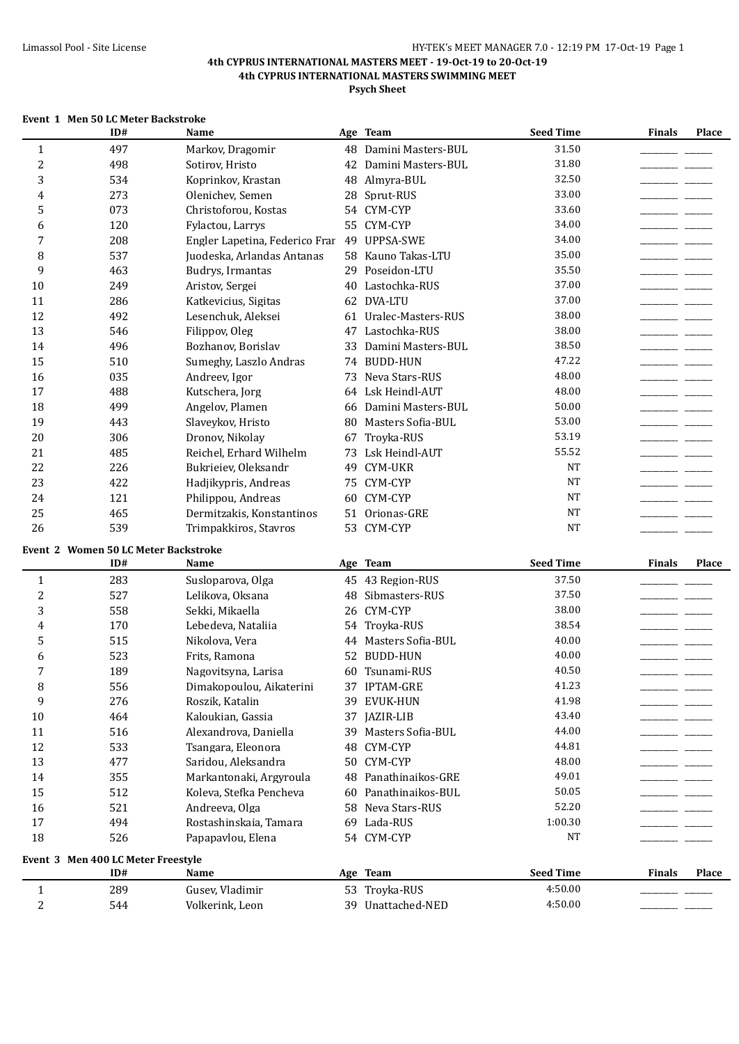**4th CYPRUS INTERNATIONAL MASTERS MEET - 19-Oct-19 to 20-Oct-19**

**4th CYPRUS INTERNATIONAL MASTERS SWIMMING MEET**

**Psych Sheet**

**Event 1 Men 50 LC Meter Backstroke**

| | ID# | Name | Age | Team | Seed Time | Finals | Place |
|---|---|---|---|---|---|---|---|
| 1 | 497 | Markov, Dragomir | 48 | Damini Masters-BUL | 31.50 | ________ | ______ |
| 2 | 498 | Sotirov, Hristo | 42 | Damini Masters-BUL | 31.80 | ________ | ______ |
| 3 | 534 | Koprinkov, Krastan | 48 | Almyra-BUL | 32.50 | ________ | ______ |
| 4 | 273 | Olenichev, Semen | 28 | Sprut-RUS | 33.00 | ________ | ______ |
| 5 | 073 | Christoforou, Kostas | 54 | CYM-CYP | 33.60 | ________ | ______ |
| 6 | 120 | Fylactou, Larrys | 55 | CYM-CYP | 34.00 | ________ | ______ |
| 7 | 208 | Engler Lapetina, Federico Frar | 49 | UPPSA-SWE | 34.00 | ________ | ______ |
| 8 | 537 | Juodeska, Arlandas Antanas | 58 | Kauno Takas-LTU | 35.00 | ________ | ______ |
| 9 | 463 | Budrys, Irmantas | 29 | Poseidon-LTU | 35.50 | ________ | ______ |
| 10 | 249 | Aristov, Sergei | 40 | Lastochka-RUS | 37.00 | ________ | ______ |
| 11 | 286 | Katkevicius, Sigitas | 62 | DVA-LTU | 37.00 | ________ | ______ |
| 12 | 492 | Lesenchuk, Aleksei | 61 | Uralec-Masters-RUS | 38.00 | ________ | ______ |
| 13 | 546 | Filippov, Oleg | 47 | Lastochka-RUS | 38.00 | ________ | ______ |
| 14 | 496 | Bozhanov, Borislav | 33 | Damini Masters-BUL | 38.50 | ________ | ______ |
| 15 | 510 | Sumeghy, Laszlo Andras | 74 | BUDD-HUN | 47.22 | ________ | ______ |
| 16 | 035 | Andreev, Igor | 73 | Neva Stars-RUS | 48.00 | ________ | ______ |
| 17 | 488 | Kutschera, Jorg | 64 | Lsk Heindl-AUT | 48.00 | ________ | ______ |
| 18 | 499 | Angelov, Plamen | 66 | Damini Masters-BUL | 50.00 | ________ | ______ |
| 19 | 443 | Slaveykov, Hristo | 80 | Masters Sofia-BUL | 53.00 | ________ | ______ |
| 20 | 306 | Dronov, Nikolay | 67 | Troyka-RUS | 53.19 | ________ | ______ |
| 21 | 485 | Reichel, Erhard Wilhelm | 73 | Lsk Heindl-AUT | 55.52 | ________ | ______ |
| 22 | 226 | Bukrieiev, Oleksandr | 49 | CYM-UKR | NT | ________ | ______ |
| 23 | 422 | Hadjikypris, Andreas | 75 | CYM-CYP | NT | ________ | ______ |
| 24 | 121 | Philippou, Andreas | 60 | CYM-CYP | NT | ________ | ______ |
| 25 | 465 | Dermitzakis, Konstantinos | 51 | Orionas-GRE | NT | ________ | ______ |
| 26 | 539 | Trimpakkiros, Stavros | 53 | CYM-CYP | NT | ________ | ______ |

**Event 2 Women 50 LC Meter Backstroke**

| | ID# | Name | Age | Team | Seed Time | Finals | Place |
|---|---|---|---|---|---|---|---|
| 1 | 283 | Susloparova, Olga | 45 | 43 Region-RUS | 37.50 | ________ | ______ |
| 2 | 527 | Lelikova, Oksana | 48 | Sibmasters-RUS | 37.50 | ________ | ______ |
| 3 | 558 | Sekki, Mikaella | 26 | CYM-CYP | 38.00 | ________ | ______ |
| 4 | 170 | Lebedeva, Nataliia | 54 | Troyka-RUS | 38.54 | ________ | ______ |
| 5 | 515 | Nikolova, Vera | 44 | Masters Sofia-BUL | 40.00 | ________ | ______ |
| 6 | 523 | Frits, Ramona | 52 | BUDD-HUN | 40.00 | ________ | ______ |
| 7 | 189 | Nagovitsyna, Larisa | 60 | Tsunami-RUS | 40.50 | ________ | ______ |
| 8 | 556 | Dimakopoulou, Aikaterini | 37 | IPTAM-GRE | 41.23 | ________ | ______ |
| 9 | 276 | Roszik, Katalin | 39 | EVUK-HUN | 41.98 | ________ | ______ |
| 10 | 464 | Kaloukian, Gassia | 37 | JAZIR-LIB | 43.40 | ________ | ______ |
| 11 | 516 | Alexandrova, Daniella | 39 | Masters Sofia-BUL | 44.00 | ________ | ______ |
| 12 | 533 | Tsangara, Eleonora | 48 | CYM-CYP | 44.81 | ________ | ______ |
| 13 | 477 | Saridou, Aleksandra | 50 | CYM-CYP | 48.00 | ________ | ______ |
| 14 | 355 | Markantonaki, Argyroula | 48 | Panathinaikos-GRE | 49.01 | ________ | ______ |
| 15 | 512 | Koleva, Stefka Pencheva | 60 | Panathinaikos-BUL | 50.05 | ________ | ______ |
| 16 | 521 | Andreeva, Olga | 58 | Neva Stars-RUS | 52.20 | ________ | ______ |
| 17 | 494 | Rostashinskaia, Tamara | 69 | Lada-RUS | 1:00.30 | ________ | ______ |
| 18 | 526 | Papapavlou, Elena | 54 | CYM-CYP | NT | ________ | ______ |

**Event 3 Men 400 LC Meter Freestyle**

| | ID# | Name | Age | Team | Seed Time | Finals | Place |
|---|---|---|---|---|---|---|---|
| 1 | 289 | Gusev, Vladimir | 53 | Troyka-RUS | 4:50.00 | ________ | ______ |
| 2 | 544 | Volkerink, Leon | 39 | Unattached-NED | 4:50.00 | ________ | ______ |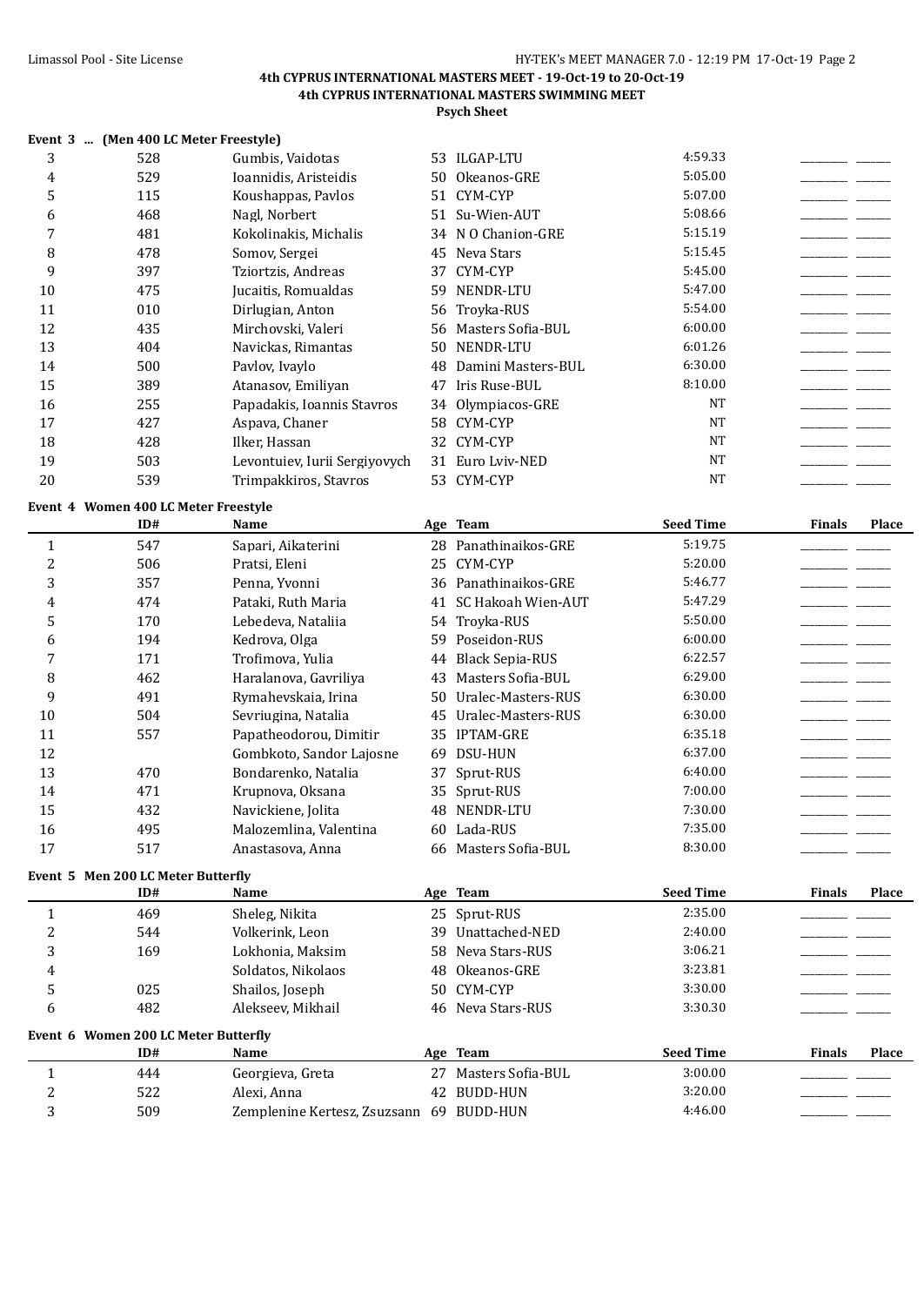**4th CYPRUS INTERNATIONAL MASTERS MEET - 19-Oct-19 to 20-Oct-19**

**4th CYPRUS INTERNATIONAL MASTERS SWIMMING MEET**

**Psych Sheet**

### Event 3 ... (Men 400 LC Meter Freestyle)

| | ID# | Name | Age | Team | Seed Time | Finals | Place |
|---|---|---|---|---|---|---|---|
| 3 | 528 | Gumbis, Vaidotas | 53 | ILGAP-LTU | 4:59.33 | | |
| 4 | 529 | Ioannidis, Aristeidis | 50 | Okeanos-GRE | 5:05.00 | | |
| 5 | 115 | Koushappas, Pavlos | 51 | CYM-CYP | 5:07.00 | | |
| 6 | 468 | Nagl, Norbert | 51 | Su-Wien-AUT | 5:08.66 | | |
| 7 | 481 | Kokolinakis, Michalis | 34 | N O Chanion-GRE | 5:15.19 | | |
| 8 | 478 | Somov, Sergei | 45 | Neva Stars | 5:15.45 | | |
| 9 | 397 | Tziortzis, Andreas | 37 | CYM-CYP | 5:45.00 | | |
| 10 | 475 | Jucaitis, Romualdas | 59 | NENDR-LTU | 5:47.00 | | |
| 11 | 010 | Dirlugian, Anton | 56 | Troyka-RUS | 5:54.00 | | |
| 12 | 435 | Mirchovski, Valeri | 56 | Masters Sofia-BUL | 6:00.00 | | |
| 13 | 404 | Navickas, Rimantas | 50 | NENDR-LTU | 6:01.26 | | |
| 14 | 500 | Pavlov, Ivaylo | 48 | Damini Masters-BUL | 6:30.00 | | |
| 15 | 389 | Atanasov, Emiliyan | 47 | Iris Ruse-BUL | 8:10.00 | | |
| 16 | 255 | Papadakis, Ioannis Stavros | 34 | Olympiacos-GRE | NT | | |
| 17 | 427 | Aspava, Chaner | 58 | CYM-CYP | NT | | |
| 18 | 428 | Ilker, Hassan | 32 | CYM-CYP | NT | | |
| 19 | 503 | Levontuiev, Iurii Sergiyovych | 31 | Euro Lviv-NED | NT | | |
| 20 | 539 | Trimpakkiros, Stavros | 53 | CYM-CYP | NT | | |

### Event 4 Women 400 LC Meter Freestyle

| | ID# | Name | Age | Team | Seed Time | Finals | Place |
|---|---|---|---|---|---|---|---|
| 1 | 547 | Sapari, Aikaterini | 28 | Panathinaikos-GRE | 5:19.75 | | |
| 2 | 506 | Pratsi, Eleni | 25 | CYM-CYP | 5:20.00 | | |
| 3 | 357 | Penna, Yvonni | 36 | Panathinaikos-GRE | 5:46.77 | | |
| 4 | 474 | Pataki, Ruth Maria | 41 | SC Hakoah Wien-AUT | 5:47.29 | | |
| 5 | 170 | Lebedeva, Nataliia | 54 | Troyka-RUS | 5:50.00 | | |
| 6 | 194 | Kedrova, Olga | 59 | Poseidon-RUS | 6:00.00 | | |
| 7 | 171 | Trofimova, Yulia | 44 | Black Sepia-RUS | 6:22.57 | | |
| 8 | 462 | Haralanova, Gavriliya | 43 | Masters Sofia-BUL | 6:29.00 | | |
| 9 | 491 | Rymahevskaia, Irina | 50 | Uralec-Masters-RUS | 6:30.00 | | |
| 10 | 504 | Sevriugina, Natalia | 45 | Uralec-Masters-RUS | 6:30.00 | | |
| 11 | 557 | Papatheodorou, Dimitir | 35 | IPTAM-GRE | 6:35.18 | | |
| 12 | | Gombkoto, Sandor Lajosne | 69 | DSU-HUN | 6:37.00 | | |
| 13 | 470 | Bondarenko, Natalia | 37 | Sprut-RUS | 6:40.00 | | |
| 14 | 471 | Krupnova, Oksana | 35 | Sprut-RUS | 7:00.00 | | |
| 15 | 432 | Navickiene, Jolita | 48 | NENDR-LTU | 7:30.00 | | |
| 16 | 495 | Malozemlina, Valentina | 60 | Lada-RUS | 7:35.00 | | |
| 17 | 517 | Anastasova, Anna | 66 | Masters Sofia-BUL | 8:30.00 | | |

### Event 5 Men 200 LC Meter Butterfly

| | ID# | Name | Age | Team | Seed Time | Finals | Place |
|---|---|---|---|---|---|---|---|
| 1 | 469 | Sheleg, Nikita | 25 | Sprut-RUS | 2:35.00 | | |
| 2 | 544 | Volkerink, Leon | 39 | Unattached-NED | 2:40.00 | | |
| 3 | 169 | Lokhonia, Maksim | 58 | Neva Stars-RUS | 3:06.21 | | |
| 4 | | Soldatos, Nikolaos | 48 | Okeanos-GRE | 3:23.81 | | |
| 5 | 025 | Shailos, Joseph | 50 | CYM-CYP | 3:30.00 | | |
| 6 | 482 | Alekseev, Mikhail | 46 | Neva Stars-RUS | 3:30.30 | | |

### Event 6 Women 200 LC Meter Butterfly

| | ID# | Name | Age | Team | Seed Time | Finals | Place |
|---|---|---|---|---|---|---|---|
| 1 | 444 | Georgieva, Greta | 27 | Masters Sofia-BUL | 3:00.00 | | |
| 2 | 522 | Alexi, Anna | 42 | BUDD-HUN | 3:20.00 | | |
| 3 | 509 | Zemplenine Kertesz, Zsuzsann | 69 | BUDD-HUN | 4:46.00 | | |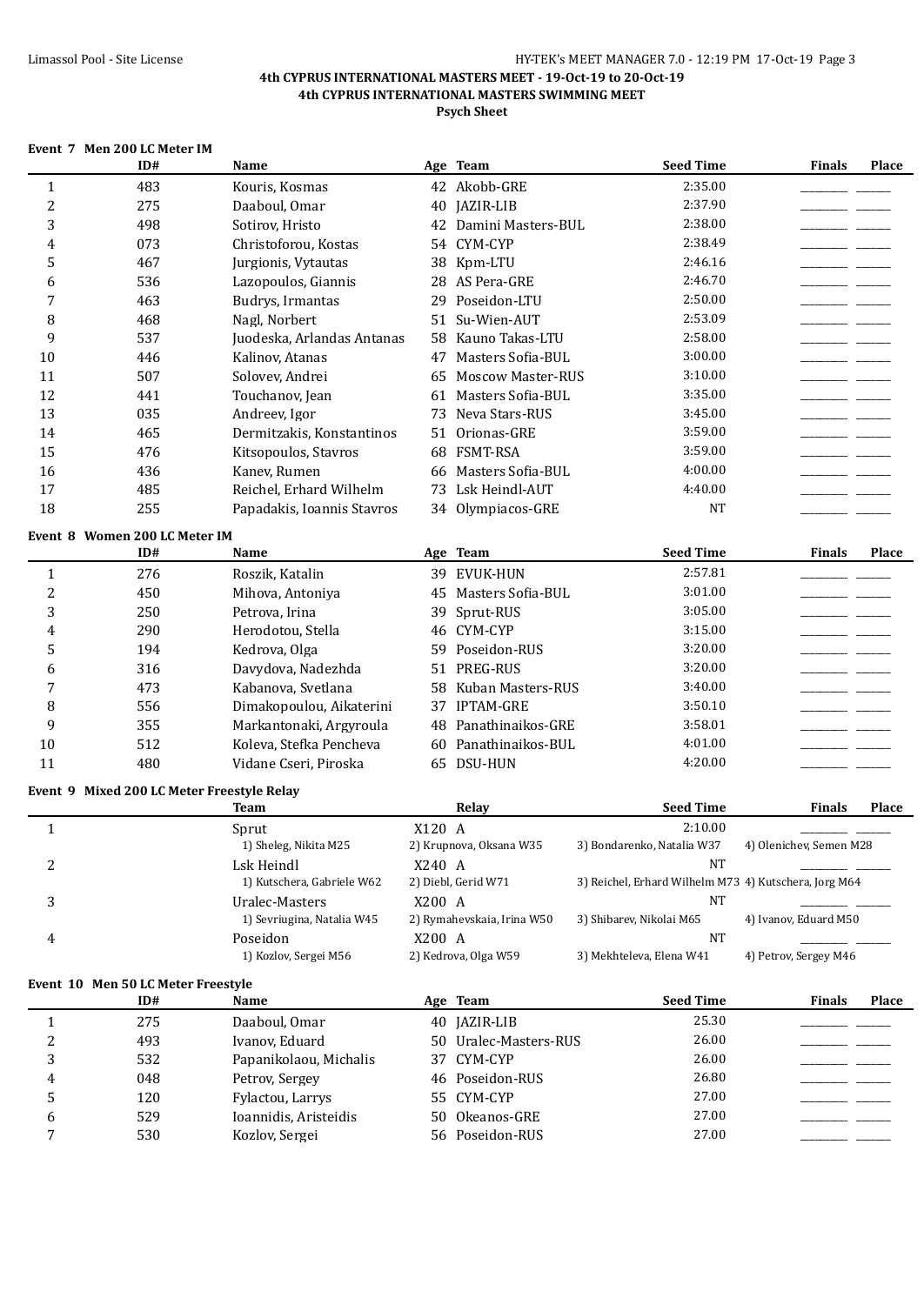**4th CYPRUS INTERNATIONAL MASTERS MEET - 19-Oct-19 to 20-Oct-19**
**4th CYPRUS INTERNATIONAL MASTERS SWIMMING MEET**
**Psych Sheet**

### Event 7 Men 200 LC Meter IM

| | ID# | Name | Age | Team | Seed Time | Finals | Place |
|---|---|---|---|---|---|---|---|
| 1 | 483 | Kouris, Kosmas | 42 | Akobb-GRE | 2:35.00 | | |
| 2 | 275 | Daaboul, Omar | 40 | JAZIR-LIB | 2:37.90 | | |
| 3 | 498 | Sotirov, Hristo | 42 | Damini Masters-BUL | 2:38.00 | | |
| 4 | 073 | Christoforou, Kostas | 54 | CYM-CYP | 2:38.49 | | |
| 5 | 467 | Jurgionis, Vytautas | 38 | Kpm-LTU | 2:46.16 | | |
| 6 | 536 | Lazopoulos, Giannis | 28 | AS Pera-GRE | 2:46.70 | | |
| 7 | 463 | Budrys, Irmantas | 29 | Poseidon-LTU | 2:50.00 | | |
| 8 | 468 | Nagl, Norbert | 51 | Su-Wien-AUT | 2:53.09 | | |
| 9 | 537 | Juodeska, Arlandas Antanas | 58 | Kauno Takas-LTU | 2:58.00 | | |
| 10 | 446 | Kalinov, Atanas | 47 | Masters Sofia-BUL | 3:00.00 | | |
| 11 | 507 | Solovev, Andrei | 65 | Moscow Master-RUS | 3:10.00 | | |
| 12 | 441 | Touchanov, Jean | 61 | Masters Sofia-BUL | 3:35.00 | | |
| 13 | 035 | Andreev, Igor | 73 | Neva Stars-RUS | 3:45.00 | | |
| 14 | 465 | Dermitzakis, Konstantinos | 51 | Orionas-GRE | 3:59.00 | | |
| 15 | 476 | Kitsopoulos, Stavros | 68 | FSMT-RSA | 3:59.00 | | |
| 16 | 436 | Kanev, Rumen | 66 | Masters Sofia-BUL | 4:00.00 | | |
| 17 | 485 | Reichel, Erhard Wilhelm | 73 | Lsk Heindl-AUT | 4:40.00 | | |
| 18 | 255 | Papadakis, Ioannis Stavros | 34 | Olympiacos-GRE | NT | | |

### Event 8 Women 200 LC Meter IM

| | ID# | Name | Age | Team | Seed Time | Finals | Place |
|---|---|---|---|---|---|---|---|
| 1 | 276 | Roszik, Katalin | 39 | EVUK-HUN | 2:57.81 | | |
| 2 | 450 | Mihova, Antoniya | 45 | Masters Sofia-BUL | 3:01.00 | | |
| 3 | 250 | Petrova, Irina | 39 | Sprut-RUS | 3:05.00 | | |
| 4 | 290 | Herodotou, Stella | 46 | CYM-CYP | 3:15.00 | | |
| 5 | 194 | Kedrova, Olga | 59 | Poseidon-RUS | 3:20.00 | | |
| 6 | 316 | Davydova, Nadezhda | 51 | PREG-RUS | 3:20.00 | | |
| 7 | 473 | Kabanova, Svetlana | 58 | Kuban Masters-RUS | 3:40.00 | | |
| 8 | 556 | Dimakopoulou, Aikaterini | 37 | IPTAM-GRE | 3:50.10 | | |
| 9 | 355 | Markantonaki, Argyroula | 48 | Panathinaikos-GRE | 3:58.01 | | |
| 10 | 512 | Koleva, Stefka Pencheva | 60 | Panathinaikos-BUL | 4:01.00 | | |
| 11 | 480 | Vidane Cseri, Piroska | 65 | DSU-HUN | 4:20.00 | | |

### Event 9 Mixed 200 LC Meter Freestyle Relay

| | Team | Relay | Seed Time | Finals | Place |
|---|---|---|---|---|---|
| 1 | Sprut | X120 A | 2:10.00 | | |
| | 1) Sheleg, Nikita M25 | 2) Krupnova, Oksana W35 | 3) Bondarenko, Natalia W37 | 4) Olenichev, Semen M28 | |
| 2 | Lsk Heindl | X240 A | NT | | |
| | 1) Kutschera, Gabriele W62 | 2) Diebl, Gerid W71 | 3) Reichel, Erhard Wilhelm M73 | 4) Kutschera, Jorg M64 | |
| 3 | Uralec-Masters | X200 A | NT | | |
| | 1) Sevriugina, Natalia W45 | 2) Rymahevskaia, Irina W50 | 3) Shibarev, Nikolai M65 | 4) Ivanov, Eduard M50 | |
| 4 | Poseidon | X200 A | NT | | |
| | 1) Kozlov, Sergei M56 | 2) Kedrova, Olga W59 | 3) Mekhteleva, Elena W41 | 4) Petrov, Sergey M46 | |

### Event 10 Men 50 LC Meter Freestyle

| | ID# | Name | Age | Team | Seed Time | Finals | Place |
|---|---|---|---|---|---|---|---|
| 1 | 275 | Daaboul, Omar | 40 | JAZIR-LIB | 25.30 | | |
| 2 | 493 | Ivanov, Eduard | 50 | Uralec-Masters-RUS | 26.00 | | |
| 3 | 532 | Papanikolaou, Michalis | 37 | CYM-CYP | 26.00 | | |
| 4 | 048 | Petrov, Sergey | 46 | Poseidon-RUS | 26.80 | | |
| 5 | 120 | Fylactou, Larrys | 55 | CYM-CYP | 27.00 | | |
| 6 | 529 | Ioannidis, Aristeidis | 50 | Okeanos-GRE | 27.00 | | |
| 7 | 530 | Kozlov, Sergei | 56 | Poseidon-RUS | 27.00 | | |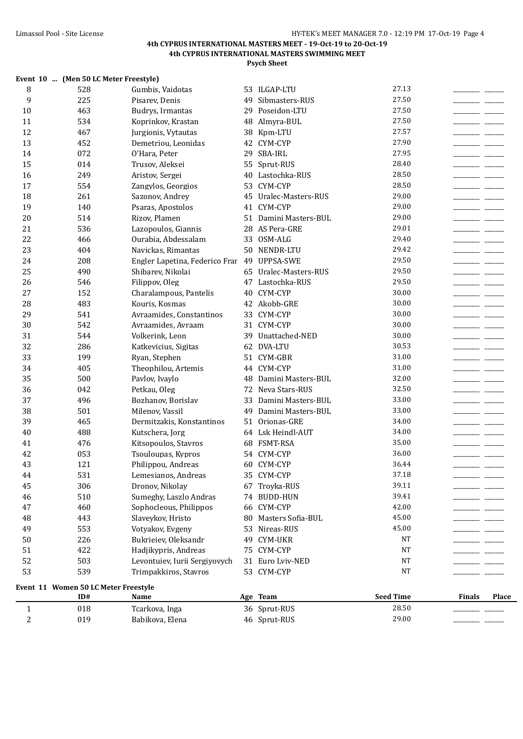**4th CYPRUS INTERNATIONAL MASTERS MEET - 19-Oct-19 to 20-Oct-19**
**4th CYPRUS INTERNATIONAL MASTERS SWIMMING MEET**
**Psych Sheet**

**Event 10 ... (Men 50 LC Meter Freestyle)**

| | ID# | Name | Age | Team | Seed Time | Finals | Place |
|---|---|---|---|---|---|---|---|
| 8 | 528 | Gumbis, Vaidotas | 53 | ILGAP-LTU | 27.13 | ________ | ______ |
| 9 | 225 | Pisarev, Denis | 49 | Sibmasters-RUS | 27.50 | ________ | ______ |
| 10 | 463 | Budrys, Irmantas | 29 | Poseidon-LTU | 27.50 | ________ | ______ |
| 11 | 534 | Koprinkov, Krastan | 48 | Almyra-BUL | 27.50 | ________ | ______ |
| 12 | 467 | Jurgionis, Vytautas | 38 | Kpm-LTU | 27.57 | ________ | ______ |
| 13 | 452 | Demetriou, Leonidas | 42 | CYM-CYP | 27.90 | ________ | ______ |
| 14 | 072 | O'Hara, Peter | 29 | SBA-IRL | 27.95 | ________ | ______ |
| 15 | 014 | Trusov, Aleksei | 55 | Sprut-RUS | 28.40 | ________ | ______ |
| 16 | 249 | Aristov, Sergei | 40 | Lastochka-RUS | 28.50 | ________ | ______ |
| 17 | 554 | Zangylos, Georgios | 53 | CYM-CYP | 28.50 | ________ | ______ |
| 18 | 261 | Sazonov, Andrey | 45 | Uralec-Masters-RUS | 29.00 | ________ | ______ |
| 19 | 140 | Psaras, Apostolos | 41 | CYM-CYP | 29.00 | ________ | ______ |
| 20 | 514 | Rizov, Plamen | 51 | Damini Masters-BUL | 29.00 | ________ | ______ |
| 21 | 536 | Lazopoulos, Giannis | 28 | AS Pera-GRE | 29.01 | ________ | ______ |
| 22 | 466 | Ourabia, Abdessalam | 33 | OSM-ALG | 29.40 | ________ | ______ |
| 23 | 404 | Navickas, Rimantas | 50 | NENDR-LTU | 29.42 | ________ | ______ |
| 24 | 208 | Engler Lapetina, Federico Frar | 49 | UPPSA-SWE | 29.50 | ________ | ______ |
| 25 | 490 | Shibarev, Nikolai | 65 | Uralec-Masters-RUS | 29.50 | ________ | ______ |
| 26 | 546 | Filippov, Oleg | 47 | Lastochka-RUS | 29.50 | ________ | ______ |
| 27 | 152 | Charalampous, Pantelis | 40 | CYM-CYP | 30.00 | ________ | ______ |
| 28 | 483 | Kouris, Kosmas | 42 | Akobb-GRE | 30.00 | ________ | ______ |
| 29 | 541 | Avraamides, Constantinos | 33 | CYM-CYP | 30.00 | ________ | ______ |
| 30 | 542 | Avraamides, Avraam | 31 | CYM-CYP | 30.00 | ________ | ______ |
| 31 | 544 | Volkerink, Leon | 39 | Unattached-NED | 30.00 | ________ | ______ |
| 32 | 286 | Katkevicius, Sigitas | 62 | DVA-LTU | 30.53 | ________ | ______ |
| 33 | 199 | Ryan, Stephen | 51 | CYM-GBR | 31.00 | ________ | ______ |
| 34 | 405 | Theophilou, Artemis | 44 | CYM-CYP | 31.00 | ________ | ______ |
| 35 | 500 | Pavlov, Ivaylo | 48 | Damini Masters-BUL | 32.00 | ________ | ______ |
| 36 | 042 | Petkau, Oleg | 72 | Neva Stars-RUS | 32.50 | ________ | ______ |
| 37 | 496 | Bozhanov, Borislav | 33 | Damini Masters-BUL | 33.00 | ________ | ______ |
| 38 | 501 | Milenov, Vassil | 49 | Damini Masters-BUL | 33.00 | ________ | ______ |
| 39 | 465 | Dermitzakis, Konstantinos | 51 | Orionas-GRE | 34.00 | ________ | ______ |
| 40 | 488 | Kutschera, Jorg | 64 | Lsk Heindl-AUT | 34.00 | ________ | ______ |
| 41 | 476 | Kitsopoulos, Stavros | 68 | FSMT-RSA | 35.00 | ________ | ______ |
| 42 | 053 | Tsouloupas, Kypros | 54 | CYM-CYP | 36.00 | ________ | ______ |
| 43 | 121 | Philippou, Andreas | 60 | CYM-CYP | 36.44 | ________ | ______ |
| 44 | 531 | Lemesianos, Andreas | 35 | CYM-CYP | 37.18 | ________ | ______ |
| 45 | 306 | Dronov, Nikolay | 67 | Troyka-RUS | 39.11 | ________ | ______ |
| 46 | 510 | Sumeghy, Laszlo Andras | 74 | BUDD-HUN | 39.41 | ________ | ______ |
| 47 | 460 | Sophocleous, Philippos | 66 | CYM-CYP | 42.00 | ________ | ______ |
| 48 | 443 | Slaveykov, Hristo | 80 | Masters Sofia-BUL | 45.00 | ________ | ______ |
| 49 | 553 | Votyakov, Evgeny | 53 | Nireas-RUS | 45.00 | ________ | ______ |
| 50 | 226 | Bukrieiev, Oleksandr | 49 | CYM-UKR | NT | ________ | ______ |
| 51 | 422 | Hadjikypris, Andreas | 75 | CYM-CYP | NT | ________ | ______ |
| 52 | 503 | Levontuiev, Iurii Sergiyovych | 31 | Euro Lviv-NED | NT | ________ | ______ |
| 53 | 539 | Trimpakkiros, Stavros | 53 | CYM-CYP | NT | ________ | ______ |

**Event 11 Women 50 LC Meter Freestyle**

| | ID# | Name | Age | Team | Seed Time | Finals | Place |
|---|---|---|---|---|---|---|---|
| 1 | 018 | Tcarkova, Inga | 36 | Sprut-RUS | 28.50 | ________ | ______ |
| 2 | 019 | Babikova, Elena | 46 | Sprut-RUS | 29.00 | ________ | ______ |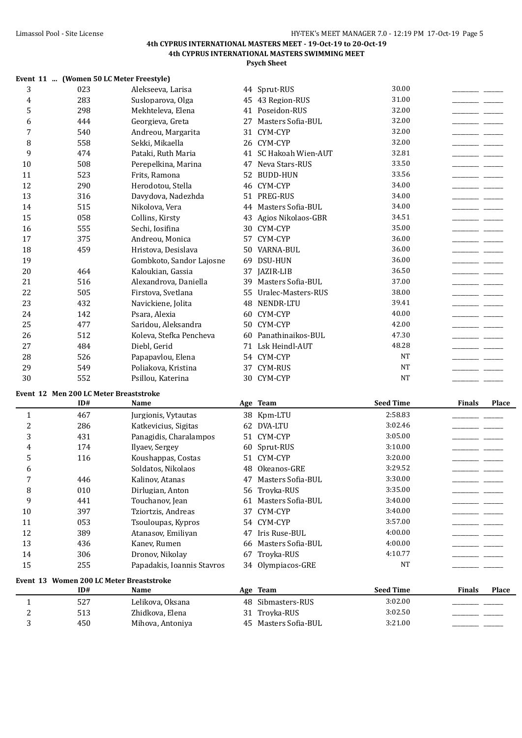**4th CYPRUS INTERNATIONAL MASTERS MEET - 19-Oct-19 to 20-Oct-19**
**4th CYPRUS INTERNATIONAL MASTERS SWIMMING MEET**
**Psych Sheet**

### Event 11 ... (Women 50 LC Meter Freestyle)

| | ID# | Name | Age | Team | Seed Time | Finals | Place |
|---|---|---|---|---|---|---|---|
| 3 | 023 | Alekseeva, Larisa | 44 | Sprut-RUS | 30.00 | | |
| 4 | 283 | Susloparova, Olga | 45 | 43 Region-RUS | 31.00 | | |
| 5 | 298 | Mekhteleva, Elena | 41 | Poseidon-RUS | 32.00 | | |
| 6 | 444 | Georgieva, Greta | 27 | Masters Sofia-BUL | 32.00 | | |
| 7 | 540 | Andreou, Margarita | 31 | CYM-CYP | 32.00 | | |
| 8 | 558 | Sekki, Mikaella | 26 | CYM-CYP | 32.00 | | |
| 9 | 474 | Pataki, Ruth Maria | 41 | SC Hakoah Wien-AUT | 32.81 | | |
| 10 | 508 | Perepelkina, Marina | 47 | Neva Stars-RUS | 33.50 | | |
| 11 | 523 | Frits, Ramona | 52 | BUDD-HUN | 33.56 | | |
| 12 | 290 | Herodotou, Stella | 46 | CYM-CYP | 34.00 | | |
| 13 | 316 | Davydova, Nadezhda | 51 | PREG-RUS | 34.00 | | |
| 14 | 515 | Nikolova, Vera | 44 | Masters Sofia-BUL | 34.00 | | |
| 15 | 058 | Collins, Kirsty | 43 | Agios Nikolaos-GBR | 34.51 | | |
| 16 | 555 | Sechi, Iosifina | 30 | CYM-CYP | 35.00 | | |
| 17 | 375 | Andreou, Monica | 57 | CYM-CYP | 36.00 | | |
| 18 | 459 | Hristova, Desislava | 50 | VARNA-BUL | 36.00 | | |
| 19 | | Gombkoto, Sandor Lajosne | 69 | DSU-HUN | 36.00 | | |
| 20 | 464 | Kaloukian, Gassia | 37 | JAZIR-LIB | 36.50 | | |
| 21 | 516 | Alexandrova, Daniella | 39 | Masters Sofia-BUL | 37.00 | | |
| 22 | 505 | Firstova, Svetlana | 55 | Uralec-Masters-RUS | 38.00 | | |
| 23 | 432 | Navickiene, Jolita | 48 | NENDR-LTU | 39.41 | | |
| 24 | 142 | Psara, Alexia | 60 | CYM-CYP | 40.00 | | |
| 25 | 477 | Saridou, Aleksandra | 50 | CYM-CYP | 42.00 | | |
| 26 | 512 | Koleva, Stefka Pencheva | 60 | Panathinaikos-BUL | 47.30 | | |
| 27 | 484 | Diebl, Gerid | 71 | Lsk Heindl-AUT | 48.28 | | |
| 28 | 526 | Papapavlou, Elena | 54 | CYM-CYP | NT | | |
| 29 | 549 | Poliakova, Kristina | 37 | CYM-RUS | NT | | |
| 30 | 552 | Psillou, Katerina | 30 | CYM-CYP | NT | | |

### Event 12 Men 200 LC Meter Breaststroke

| | ID# | Name | Age | Team | Seed Time | Finals | Place |
|---|---|---|---|---|---|---|---|
| 1 | 467 | Jurgionis, Vytautas | 38 | Kpm-LTU | 2:58.83 | | |
| 2 | 286 | Katkevicius, Sigitas | 62 | DVA-LTU | 3:02.46 | | |
| 3 | 431 | Panagidis, Charalampos | 51 | CYM-CYP | 3:05.00 | | |
| 4 | 174 | Ilyaev, Sergey | 60 | Sprut-RUS | 3:10.00 | | |
| 5 | 116 | Koushappas, Costas | 51 | CYM-CYP | 3:20.00 | | |
| 6 | | Soldatos, Nikolaos | 48 | Okeanos-GRE | 3:29.52 | | |
| 7 | 446 | Kalinov, Atanas | 47 | Masters Sofia-BUL | 3:30.00 | | |
| 8 | 010 | Dirlugian, Anton | 56 | Troyka-RUS | 3:35.00 | | |
| 9 | 441 | Touchanov, Jean | 61 | Masters Sofia-BUL | 3:40.00 | | |
| 10 | 397 | Tziortzis, Andreas | 37 | CYM-CYP | 3:40.00 | | |
| 11 | 053 | Tsouloupas, Kypros | 54 | CYM-CYP | 3:57.00 | | |
| 12 | 389 | Atanasov, Emiliyan | 47 | Iris Ruse-BUL | 4:00.00 | | |
| 13 | 436 | Kanev, Rumen | 66 | Masters Sofia-BUL | 4:00.00 | | |
| 14 | 306 | Dronov, Nikolay | 67 | Troyka-RUS | 4:10.77 | | |
| 15 | 255 | Papadakis, Ioannis Stavros | 34 | Olympiacos-GRE | NT | | |

### Event 13 Women 200 LC Meter Breaststroke

| | ID# | Name | Age | Team | Seed Time | Finals | Place |
|---|---|---|---|---|---|---|---|
| 1 | 527 | Lelikova, Oksana | 48 | Sibmasters-RUS | 3:02.00 | | |
| 2 | 513 | Zhidkova, Elena | 31 | Troyka-RUS | 3:02.50 | | |
| 3 | 450 | Mihova, Antoniya | 45 | Masters Sofia-BUL | 3:21.00 | | |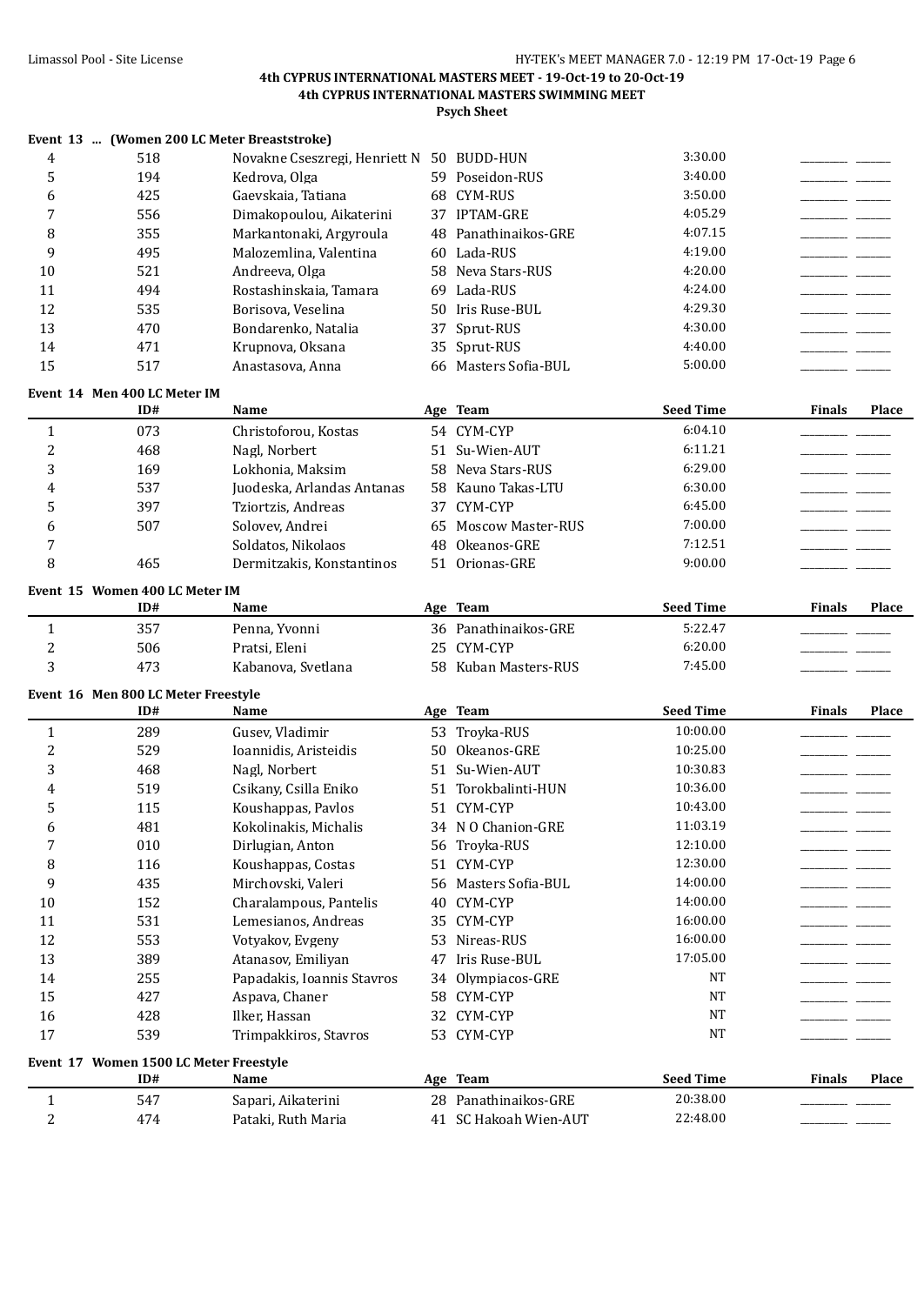**4th CYPRUS INTERNATIONAL MASTERS MEET - 19-Oct-19 to 20-Oct-19**
**4th CYPRUS INTERNATIONAL MASTERS SWIMMING MEET**
**Psych Sheet**

### Event 13 ... (Women 200 LC Meter Breaststroke)

| | ID# | Name | Age | Team | Seed Time | Finals | Place |
|---|---|---|---|---|---|---|---|
| 4 | 518 | Novakne Cseszregi, Henriett N | 50 | BUDD-HUN | 3:30.00 | | |
| 5 | 194 | Kedrova, Olga | 59 | Poseidon-RUS | 3:40.00 | | |
| 6 | 425 | Gaevskaia, Tatiana | 68 | CYM-RUS | 3:50.00 | | |
| 7 | 556 | Dimakopoulou, Aikaterini | 37 | IPTAM-GRE | 4:05.29 | | |
| 8 | 355 | Markantonaki, Argyroula | 48 | Panathinaikos-GRE | 4:07.15 | | |
| 9 | 495 | Malozemlina, Valentina | 60 | Lada-RUS | 4:19.00 | | |
| 10 | 521 | Andreeva, Olga | 58 | Neva Stars-RUS | 4:20.00 | | |
| 11 | 494 | Rostashinskaia, Tamara | 69 | Lada-RUS | 4:24.00 | | |
| 12 | 535 | Borisova, Veselina | 50 | Iris Ruse-BUL | 4:29.30 | | |
| 13 | 470 | Bondarenko, Natalia | 37 | Sprut-RUS | 4:30.00 | | |
| 14 | 471 | Krupnova, Oksana | 35 | Sprut-RUS | 4:40.00 | | |
| 15 | 517 | Anastasova, Anna | 66 | Masters Sofia-BUL | 5:00.00 | | |

### Event 14 Men 400 LC Meter IM

| | ID# | Name | Age | Team | Seed Time | Finals | Place |
|---|---|---|---|---|---|---|---|
| 1 | 073 | Christoforou, Kostas | 54 | CYM-CYP | 6:04.10 | | |
| 2 | 468 | Nagl, Norbert | 51 | Su-Wien-AUT | 6:11.21 | | |
| 3 | 169 | Lokhonia, Maksim | 58 | Neva Stars-RUS | 6:29.00 | | |
| 4 | 537 | Juodeska, Arlandas Antanas | 58 | Kauno Takas-LTU | 6:30.00 | | |
| 5 | 397 | Tziortzis, Andreas | 37 | CYM-CYP | 6:45.00 | | |
| 6 | 507 | Solovev, Andrei | 65 | Moscow Master-RUS | 7:00.00 | | |
| 7 | | Soldatos, Nikolaos | 48 | Okeanos-GRE | 7:12.51 | | |
| 8 | 465 | Dermitzakis, Konstantinos | 51 | Orionas-GRE | 9:00.00 | | |

### Event 15 Women 400 LC Meter IM

| | ID# | Name | Age | Team | Seed Time | Finals | Place |
|---|---|---|---|---|---|---|---|
| 1 | 357 | Penna, Yvonni | 36 | Panathinaikos-GRE | 5:22.47 | | |
| 2 | 506 | Pratsi, Eleni | 25 | CYM-CYP | 6:20.00 | | |
| 3 | 473 | Kabanova, Svetlana | 58 | Kuban Masters-RUS | 7:45.00 | | |

### Event 16 Men 800 LC Meter Freestyle

| | ID# | Name | Age | Team | Seed Time | Finals | Place |
|---|---|---|---|---|---|---|---|
| 1 | 289 | Gusev, Vladimir | 53 | Troyka-RUS | 10:00.00 | | |
| 2 | 529 | Ioannidis, Aristeidis | 50 | Okeanos-GRE | 10:25.00 | | |
| 3 | 468 | Nagl, Norbert | 51 | Su-Wien-AUT | 10:30.83 | | |
| 4 | 519 | Csikany, Csilla Eniko | 51 | Torokbalinti-HUN | 10:36.00 | | |
| 5 | 115 | Koushappas, Pavlos | 51 | CYM-CYP | 10:43.00 | | |
| 6 | 481 | Kokolinakis, Michalis | 34 | N O Chanion-GRE | 11:03.19 | | |
| 7 | 010 | Dirlugian, Anton | 56 | Troyka-RUS | 12:10.00 | | |
| 8 | 116 | Koushappas, Costas | 51 | CYM-CYP | 12:30.00 | | |
| 9 | 435 | Mirchovski, Valeri | 56 | Masters Sofia-BUL | 14:00.00 | | |
| 10 | 152 | Charalampous, Pantelis | 40 | CYM-CYP | 14:00.00 | | |
| 11 | 531 | Lemesianos, Andreas | 35 | CYM-CYP | 16:00.00 | | |
| 12 | 553 | Votyakov, Evgeny | 53 | Nireas-RUS | 16:00.00 | | |
| 13 | 389 | Atanasov, Emiliyan | 47 | Iris Ruse-BUL | 17:05.00 | | |
| 14 | 255 | Papadakis, Ioannis Stavros | 34 | Olympiacos-GRE | NT | | |
| 15 | 427 | Aspava, Chaner | 58 | CYM-CYP | NT | | |
| 16 | 428 | Ilker, Hassan | 32 | CYM-CYP | NT | | |
| 17 | 539 | Trimpakkiros, Stavros | 53 | CYM-CYP | NT | | |

### Event 17 Women 1500 LC Meter Freestyle

| | ID# | Name | Age | Team | Seed Time | Finals | Place |
|---|---|---|---|---|---|---|---|
| 1 | 547 | Sapari, Aikaterini | 28 | Panathinaikos-GRE | 20:38.00 | | |
| 2 | 474 | Pataki, Ruth Maria | 41 | SC Hakoah Wien-AUT | 22:48.00 | | |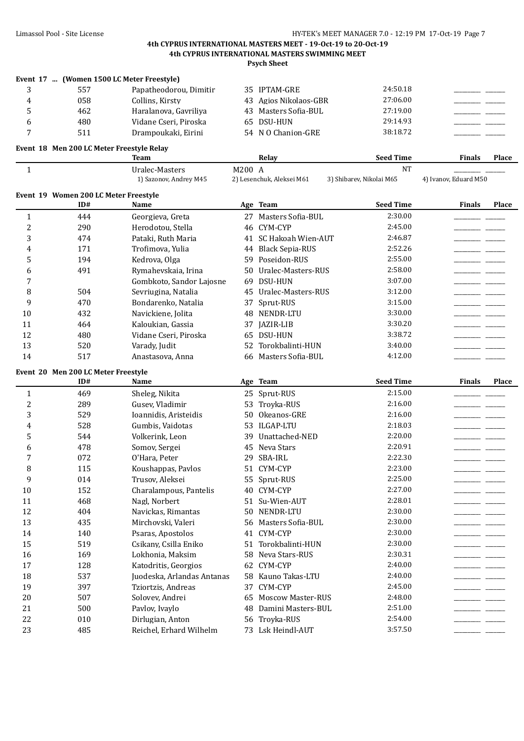**4th CYPRUS INTERNATIONAL MASTERS MEET - 19-Oct-19 to 20-Oct-19**
**4th CYPRUS INTERNATIONAL MASTERS SWIMMING MEET**
**Psych Sheet**

### Event 17 ... (Women 1500 LC Meter Freestyle)

| | ID# | Name | Age | Team | Seed Time | Finals | Place |
|---|---|---|---|---|---|---|---|
| 3 | 557 | Papatheodorou, Dimitir | 35 | IPTAM-GRE | 24:50.18 | | |
| 4 | 058 | Collins, Kirsty | 43 | Agios Nikolaos-GBR | 27:06.00 | | |
| 5 | 462 | Haralanova, Gavriliya | 43 | Masters Sofia-BUL | 27:19.00 | | |
| 6 | 480 | Vidane Cseri, Piroska | 65 | DSU-HUN | 29:14.93 | | |
| 7 | 511 | Drampoukaki, Eirini | 54 | N O Chanion-GRE | 38:18.72 | | |

### Event 18 Men 200 LC Meter Freestyle Relay

| | Team | Relay | Seed Time | Finals | Place |
|---|---|---|---|---|---|
| 1 | Uralec-Masters | M200 A | NT | | |
| | 1) Sazonov, Andrey M45 | 2) Lesenchuk, Aleksei M61 | 3) Shibarev, Nikolai M65 | 4) Ivanov, Eduard M50 | |

### Event 19 Women 200 LC Meter Freestyle

| | ID# | Name | Age | Team | Seed Time | Finals | Place |
|---|---|---|---|---|---|---|---|
| 1 | 444 | Georgieva, Greta | 27 | Masters Sofia-BUL | 2:30.00 | | |
| 2 | 290 | Herodotou, Stella | 46 | CYM-CYP | 2:45.00 | | |
| 3 | 474 | Pataki, Ruth Maria | 41 | SC Hakoah Wien-AUT | 2:46.87 | | |
| 4 | 171 | Trofimova, Yulia | 44 | Black Sepia-RUS | 2:52.26 | | |
| 5 | 194 | Kedrova, Olga | 59 | Poseidon-RUS | 2:55.00 | | |
| 6 | 491 | Rymahevskaia, Irina | 50 | Uralec-Masters-RUS | 2:58.00 | | |
| 7 | | Gombkoto, Sandor Lajosne | 69 | DSU-HUN | 3:07.00 | | |
| 8 | 504 | Sevriugina, Natalia | 45 | Uralec-Masters-RUS | 3:12.00 | | |
| 9 | 470 | Bondarenko, Natalia | 37 | Sprut-RUS | 3:15.00 | | |
| 10 | 432 | Navickiene, Jolita | 48 | NENDR-LTU | 3:30.00 | | |
| 11 | 464 | Kaloukian, Gassia | 37 | JAZIR-LIB | 3:30.20 | | |
| 12 | 480 | Vidane Cseri, Piroska | 65 | DSU-HUN | 3:38.72 | | |
| 13 | 520 | Varady, Judit | 52 | Torokbalinti-HUN | 3:40.00 | | |
| 14 | 517 | Anastasova, Anna | 66 | Masters Sofia-BUL | 4:12.00 | | |

### Event 20 Men 200 LC Meter Freestyle

| | ID# | Name | Age | Team | Seed Time | Finals | Place |
|---|---|---|---|---|---|---|---|
| 1 | 469 | Sheleg, Nikita | 25 | Sprut-RUS | 2:15.00 | | |
| 2 | 289 | Gusev, Vladimir | 53 | Troyka-RUS | 2:16.00 | | |
| 3 | 529 | Ioannidis, Aristeidis | 50 | Okeanos-GRE | 2:16.00 | | |
| 4 | 528 | Gumbis, Vaidotas | 53 | ILGAP-LTU | 2:18.03 | | |
| 5 | 544 | Volkerink, Leon | 39 | Unattached-NED | 2:20.00 | | |
| 6 | 478 | Somov, Sergei | 45 | Neva Stars | 2:20.91 | | |
| 7 | 072 | O'Hara, Peter | 29 | SBA-IRL | 2:22.30 | | |
| 8 | 115 | Koushappas, Pavlos | 51 | CYM-CYP | 2:23.00 | | |
| 9 | 014 | Trusov, Aleksei | 55 | Sprut-RUS | 2:25.00 | | |
| 10 | 152 | Charalampous, Pantelis | 40 | CYM-CYP | 2:27.00 | | |
| 11 | 468 | Nagl, Norbert | 51 | Su-Wien-AUT | 2:28.01 | | |
| 12 | 404 | Navickas, Rimantas | 50 | NENDR-LTU | 2:30.00 | | |
| 13 | 435 | Mirchovski, Valeri | 56 | Masters Sofia-BUL | 2:30.00 | | |
| 14 | 140 | Psaras, Apostolos | 41 | CYM-CYP | 2:30.00 | | |
| 15 | 519 | Csikany, Csilla Eniko | 51 | Torokbalinti-HUN | 2:30.00 | | |
| 16 | 169 | Lokhonia, Maksim | 58 | Neva Stars-RUS | 2:30.31 | | |
| 17 | 128 | Katodritis, Georgios | 62 | CYM-CYP | 2:40.00 | | |
| 18 | 537 | Juodeska, Arlandas Antanas | 58 | Kauno Takas-LTU | 2:40.00 | | |
| 19 | 397 | Tziortzis, Andreas | 37 | CYM-CYP | 2:45.00 | | |
| 20 | 507 | Solovev, Andrei | 65 | Moscow Master-RUS | 2:48.00 | | |
| 21 | 500 | Pavlov, Ivaylo | 48 | Damini Masters-BUL | 2:51.00 | | |
| 22 | 010 | Dirlugian, Anton | 56 | Troyka-RUS | 2:54.00 | | |
| 23 | 485 | Reichel, Erhard Wilhelm | 73 | Lsk Heindl-AUT | 3:57.50 | | |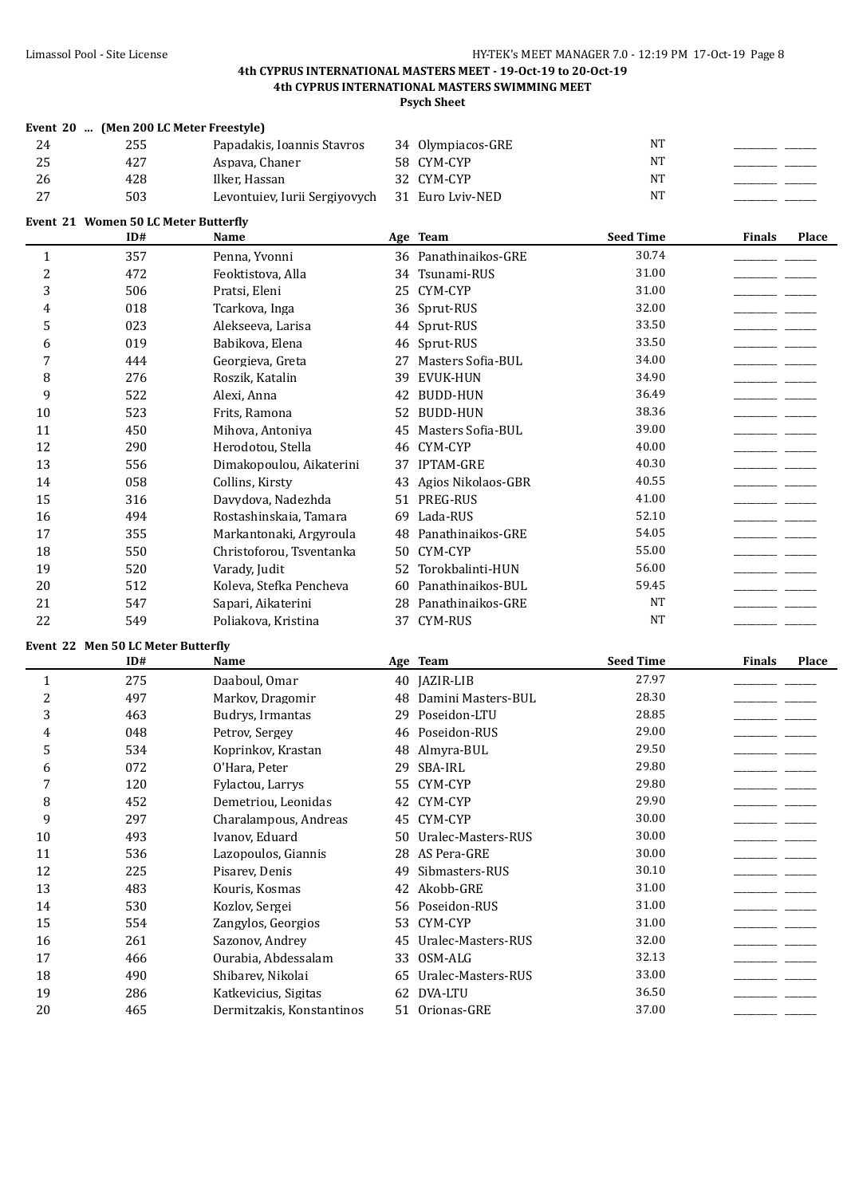**4th CYPRUS INTERNATIONAL MASTERS MEET - 19-Oct-19 to 20-Oct-19**

**4th CYPRUS INTERNATIONAL MASTERS SWIMMING MEET**

**Psych Sheet**

**Event 20 ... (Men 200 LC Meter Freestyle)**

| | ID# | Name | Age | Team | Seed Time | Finals | Place |
|---|---|---|---|---|---|---|---|
| 24 | 255 | Papadakis, Ioannis Stavros | 34 | Olympiacos-GRE | NT | | |
| 25 | 427 | Aspava, Chaner | 58 | CYM-CYP | NT | | |
| 26 | 428 | Ilker, Hassan | 32 | CYM-CYP | NT | | |
| 27 | 503 | Levontuiev, Iurii Sergiyovych | 31 | Euro Lviv-NED | NT | | |

**Event 21 Women 50 LC Meter Butterfly**

| | ID# | Name | Age | Team | Seed Time | Finals | Place |
|---|---|---|---|---|---|---|---|
| 1 | 357 | Penna, Yvonni | 36 | Panathinaikos-GRE | 30.74 | | |
| 2 | 472 | Feoktistova, Alla | 34 | Tsunami-RUS | 31.00 | | |
| 3 | 506 | Pratsi, Eleni | 25 | CYM-CYP | 31.00 | | |
| 4 | 018 | Tcarkova, Inga | 36 | Sprut-RUS | 32.00 | | |
| 5 | 023 | Alekseeva, Larisa | 44 | Sprut-RUS | 33.50 | | |
| 6 | 019 | Babikova, Elena | 46 | Sprut-RUS | 33.50 | | |
| 7 | 444 | Georgieva, Greta | 27 | Masters Sofia-BUL | 34.00 | | |
| 8 | 276 | Roszik, Katalin | 39 | EVUK-HUN | 34.90 | | |
| 9 | 522 | Alexi, Anna | 42 | BUDD-HUN | 36.49 | | |
| 10 | 523 | Frits, Ramona | 52 | BUDD-HUN | 38.36 | | |
| 11 | 450 | Mihova, Antoniya | 45 | Masters Sofia-BUL | 39.00 | | |
| 12 | 290 | Herodotou, Stella | 46 | CYM-CYP | 40.00 | | |
| 13 | 556 | Dimakopoulou, Aikaterini | 37 | IPTAM-GRE | 40.30 | | |
| 14 | 058 | Collins, Kirsty | 43 | Agios Nikolaos-GBR | 40.55 | | |
| 15 | 316 | Davydova, Nadezhda | 51 | PREG-RUS | 41.00 | | |
| 16 | 494 | Rostashinskaia, Tamara | 69 | Lada-RUS | 52.10 | | |
| 17 | 355 | Markantonaki, Argyroula | 48 | Panathinaikos-GRE | 54.05 | | |
| 18 | 550 | Christoforou, Tsventanka | 50 | CYM-CYP | 55.00 | | |
| 19 | 520 | Varady, Judit | 52 | Torokbalinti-HUN | 56.00 | | |
| 20 | 512 | Koleva, Stefka Pencheva | 60 | Panathinaikos-BUL | 59.45 | | |
| 21 | 547 | Sapari, Aikaterini | 28 | Panathinaikos-GRE | NT | | |
| 22 | 549 | Poliakova, Kristina | 37 | CYM-RUS | NT | | |

**Event 22 Men 50 LC Meter Butterfly**

| | ID# | Name | Age | Team | Seed Time | Finals | Place |
|---|---|---|---|---|---|---|---|
| 1 | 275 | Daaboul, Omar | 40 | JAZIR-LIB | 27.97 | | |
| 2 | 497 | Markov, Dragomir | 48 | Damini Masters-BUL | 28.30 | | |
| 3 | 463 | Budrys, Irmantas | 29 | Poseidon-LTU | 28.85 | | |
| 4 | 048 | Petrov, Sergey | 46 | Poseidon-RUS | 29.00 | | |
| 5 | 534 | Koprinkov, Krastan | 48 | Almyra-BUL | 29.50 | | |
| 6 | 072 | O'Hara, Peter | 29 | SBA-IRL | 29.80 | | |
| 7 | 120 | Fylactou, Larrys | 55 | CYM-CYP | 29.80 | | |
| 8 | 452 | Demetriou, Leonidas | 42 | CYM-CYP | 29.90 | | |
| 9 | 297 | Charalampous, Andreas | 45 | CYM-CYP | 30.00 | | |
| 10 | 493 | Ivanov, Eduard | 50 | Uralec-Masters-RUS | 30.00 | | |
| 11 | 536 | Lazopoulos, Giannis | 28 | AS Pera-GRE | 30.00 | | |
| 12 | 225 | Pisarev, Denis | 49 | Sibmasters-RUS | 30.10 | | |
| 13 | 483 | Kouris, Kosmas | 42 | Akobb-GRE | 31.00 | | |
| 14 | 530 | Kozlov, Sergei | 56 | Poseidon-RUS | 31.00 | | |
| 15 | 554 | Zangylos, Georgios | 53 | CYM-CYP | 31.00 | | |
| 16 | 261 | Sazonov, Andrey | 45 | Uralec-Masters-RUS | 32.00 | | |
| 17 | 466 | Ourabia, Abdessalam | 33 | OSM-ALG | 32.13 | | |
| 18 | 490 | Shibarev, Nikolai | 65 | Uralec-Masters-RUS | 33.00 | | |
| 19 | 286 | Katkevicius, Sigitas | 62 | DVA-LTU | 36.50 | | |
| 20 | 465 | Dermitzakis, Konstantinos | 51 | Orionas-GRE | 37.00 | | |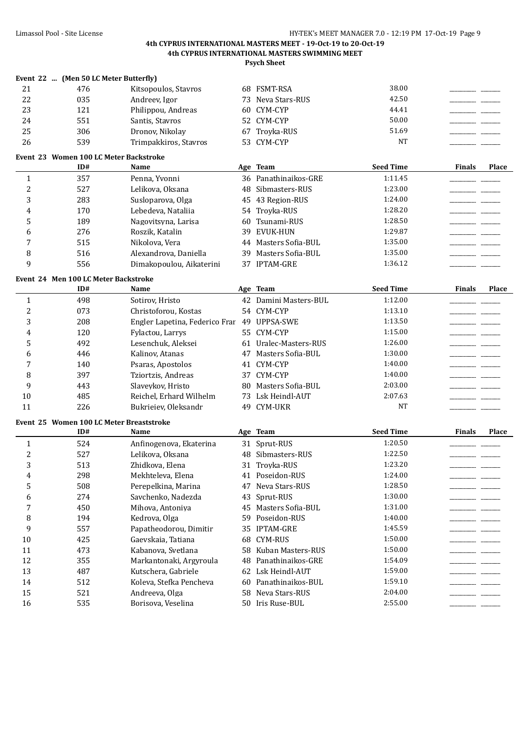**4th CYPRUS INTERNATIONAL MASTERS MEET - 19-Oct-19 to 20-Oct-19**
**4th CYPRUS INTERNATIONAL MASTERS SWIMMING MEET**
**Psych Sheet**

### Event 22 ... (Men 50 LC Meter Butterfly)

| | ID# | Name | Age | Team | Seed Time | Finals | Place |
|---|---|---|---|---|---|---|---|
| 21 | 476 | Kitsopoulos, Stavros | 68 | FSMT-RSA | 38.00 | | |
| 22 | 035 | Andreev, Igor | 73 | Neva Stars-RUS | 42.50 | | |
| 23 | 121 | Philippou, Andreas | 60 | CYM-CYP | 44.41 | | |
| 24 | 551 | Santis, Stavros | 52 | CYM-CYP | 50.00 | | |
| 25 | 306 | Dronov, Nikolay | 67 | Troyka-RUS | 51.69 | | |
| 26 | 539 | Trimpakkiros, Stavros | 53 | CYM-CYP | NT | | |

### Event 23 Women 100 LC Meter Backstroke

| | ID# | Name | Age | Team | Seed Time | Finals | Place |
|---|---|---|---|---|---|---|---|
| 1 | 357 | Penna, Yvonni | 36 | Panathinaikos-GRE | 1:11.45 | | |
| 2 | 527 | Lelikova, Oksana | 48 | Sibmasters-RUS | 1:23.00 | | |
| 3 | 283 | Susloparova, Olga | 45 | 43 Region-RUS | 1:24.00 | | |
| 4 | 170 | Lebedeva, Nataliia | 54 | Troyka-RUS | 1:28.20 | | |
| 5 | 189 | Nagovitsyna, Larisa | 60 | Tsunami-RUS | 1:28.50 | | |
| 6 | 276 | Roszik, Katalin | 39 | EVUK-HUN | 1:29.87 | | |
| 7 | 515 | Nikolova, Vera | 44 | Masters Sofia-BUL | 1:35.00 | | |
| 8 | 516 | Alexandrova, Daniella | 39 | Masters Sofia-BUL | 1:35.00 | | |
| 9 | 556 | Dimakopoulou, Aikaterini | 37 | IPTAM-GRE | 1:36.12 | | |

### Event 24 Men 100 LC Meter Backstroke

| | ID# | Name | Age | Team | Seed Time | Finals | Place |
|---|---|---|---|---|---|---|---|
| 1 | 498 | Sotirov, Hristo | 42 | Damini Masters-BUL | 1:12.00 | | |
| 2 | 073 | Christoforou, Kostas | 54 | CYM-CYP | 1:13.10 | | |
| 3 | 208 | Engler Lapetina, Federico Frar | 49 | UPPSA-SWE | 1:13.50 | | |
| 4 | 120 | Fylactou, Larrys | 55 | CYM-CYP | 1:15.00 | | |
| 5 | 492 | Lesenchuk, Aleksei | 61 | Uralec-Masters-RUS | 1:26.00 | | |
| 6 | 446 | Kalinov, Atanas | 47 | Masters Sofia-BUL | 1:30.00 | | |
| 7 | 140 | Psaras, Apostolos | 41 | CYM-CYP | 1:40.00 | | |
| 8 | 397 | Tziortzis, Andreas | 37 | CYM-CYP | 1:40.00 | | |
| 9 | 443 | Slaveykov, Hristo | 80 | Masters Sofia-BUL | 2:03.00 | | |
| 10 | 485 | Reichel, Erhard Wilhelm | 73 | Lsk Heindl-AUT | 2:07.63 | | |
| 11 | 226 | Bukrieiev, Oleksandr | 49 | CYM-UKR | NT | | |

### Event 25 Women 100 LC Meter Breaststroke

| | ID# | Name | Age | Team | Seed Time | Finals | Place |
|---|---|---|---|---|---|---|---|
| 1 | 524 | Anfinogenova, Ekaterina | 31 | Sprut-RUS | 1:20.50 | | |
| 2 | 527 | Lelikova, Oksana | 48 | Sibmasters-RUS | 1:22.50 | | |
| 3 | 513 | Zhidkova, Elena | 31 | Troyka-RUS | 1:23.20 | | |
| 4 | 298 | Mekhteleva, Elena | 41 | Poseidon-RUS | 1:24.00 | | |
| 5 | 508 | Perepelkina, Marina | 47 | Neva Stars-RUS | 1:28.50 | | |
| 6 | 274 | Savchenko, Nadezda | 43 | Sprut-RUS | 1:30.00 | | |
| 7 | 450 | Mihova, Antoniya | 45 | Masters Sofia-BUL | 1:31.00 | | |
| 8 | 194 | Kedrova, Olga | 59 | Poseidon-RUS | 1:40.00 | | |
| 9 | 557 | Papatheodorou, Dimitir | 35 | IPTAM-GRE | 1:45.59 | | |
| 10 | 425 | Gaevskaia, Tatiana | 68 | CYM-RUS | 1:50.00 | | |
| 11 | 473 | Kabanova, Svetlana | 58 | Kuban Masters-RUS | 1:50.00 | | |
| 12 | 355 | Markantonaki, Argyroula | 48 | Panathinaikos-GRE | 1:54.09 | | |
| 13 | 487 | Kutschera, Gabriele | 62 | Lsk Heindl-AUT | 1:59.00 | | |
| 14 | 512 | Koleva, Stefka Pencheva | 60 | Panathinaikos-BUL | 1:59.10 | | |
| 15 | 521 | Andreeva, Olga | 58 | Neva Stars-RUS | 2:04.00 | | |
| 16 | 535 | Borisova, Veselina | 50 | Iris Ruse-BUL | 2:55.00 | | |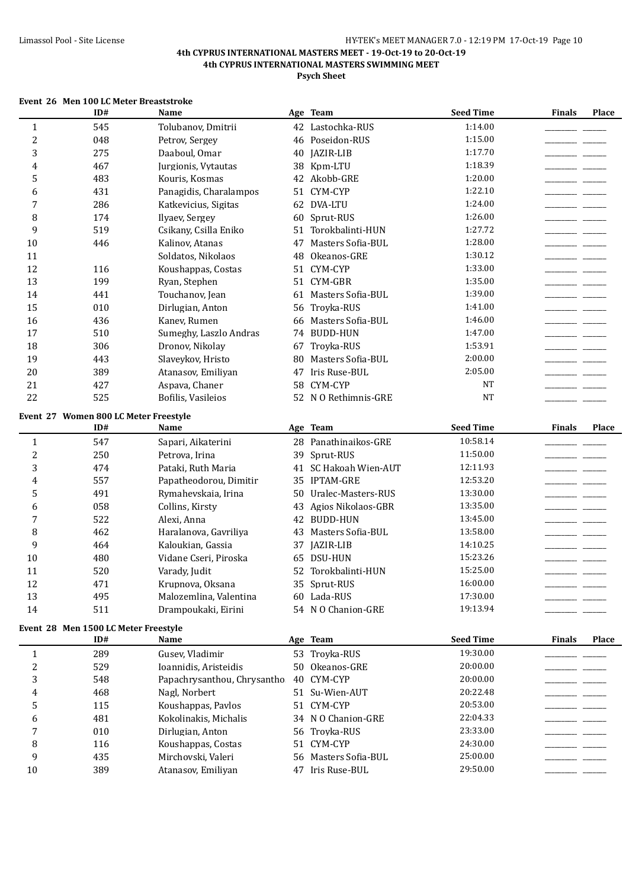**4th CYPRUS INTERNATIONAL MASTERS MEET - 19-Oct-19 to 20-Oct-19**
**4th CYPRUS INTERNATIONAL MASTERS SWIMMING MEET**
**Psych Sheet**

### Event 26 Men 100 LC Meter Breaststroke

| | ID# | Name | Age | Team | Seed Time | Finals | Place |
|---|---|---|---|---|---|---|---|
| 1 | 545 | Tolubanov, Dmitrii | 42 | Lastochka-RUS | 1:14.00 | | |
| 2 | 048 | Petrov, Sergey | 46 | Poseidon-RUS | 1:15.00 | | |
| 3 | 275 | Daaboul, Omar | 40 | JAZIR-LIB | 1:17.70 | | |
| 4 | 467 | Jurgionis, Vytautas | 38 | Kpm-LTU | 1:18.39 | | |
| 5 | 483 | Kouris, Kosmas | 42 | Akobb-GRE | 1:20.00 | | |
| 6 | 431 | Panagidis, Charalampos | 51 | CYM-CYP | 1:22.10 | | |
| 7 | 286 | Katkevicius, Sigitas | 62 | DVA-LTU | 1:24.00 | | |
| 8 | 174 | Ilyaev, Sergey | 60 | Sprut-RUS | 1:26.00 | | |
| 9 | 519 | Csikany, Csilla Eniko | 51 | Torokbalinti-HUN | 1:27.72 | | |
| 10 | 446 | Kalinov, Atanas | 47 | Masters Sofia-BUL | 1:28.00 | | |
| 11 | | Soldatos, Nikolaos | 48 | Okeanos-GRE | 1:30.12 | | |
| 12 | 116 | Koushappas, Costas | 51 | CYM-CYP | 1:33.00 | | |
| 13 | 199 | Ryan, Stephen | 51 | CYM-GBR | 1:35.00 | | |
| 14 | 441 | Touchanov, Jean | 61 | Masters Sofia-BUL | 1:39.00 | | |
| 15 | 010 | Dirlugian, Anton | 56 | Troyka-RUS | 1:41.00 | | |
| 16 | 436 | Kanev, Rumen | 66 | Masters Sofia-BUL | 1:46.00 | | |
| 17 | 510 | Sumeghy, Laszlo Andras | 74 | BUDD-HUN | 1:47.00 | | |
| 18 | 306 | Dronov, Nikolay | 67 | Troyka-RUS | 1:53.91 | | |
| 19 | 443 | Slaveykov, Hristo | 80 | Masters Sofia-BUL | 2:00.00 | | |
| 20 | 389 | Atanasov, Emiliyan | 47 | Iris Ruse-BUL | 2:05.00 | | |
| 21 | 427 | Aspava, Chaner | 58 | CYM-CYP | NT | | |
| 22 | 525 | Bofilis, Vasileios | 52 | N O Rethimnis-GRE | NT | | |

### Event 27 Women 800 LC Meter Freestyle

| | ID# | Name | Age | Team | Seed Time | Finals | Place |
|---|---|---|---|---|---|---|---|
| 1 | 547 | Sapari, Aikaterini | 28 | Panathinaikos-GRE | 10:58.14 | | |
| 2 | 250 | Petrova, Irina | 39 | Sprut-RUS | 11:50.00 | | |
| 3 | 474 | Pataki, Ruth Maria | 41 | SC Hakoah Wien-AUT | 12:11.93 | | |
| 4 | 557 | Papatheodorou, Dimitir | 35 | IPTAM-GRE | 12:53.20 | | |
| 5 | 491 | Rymahevskaia, Irina | 50 | Uralec-Masters-RUS | 13:30.00 | | |
| 6 | 058 | Collins, Kirsty | 43 | Agios Nikolaos-GBR | 13:35.00 | | |
| 7 | 522 | Alexi, Anna | 42 | BUDD-HUN | 13:45.00 | | |
| 8 | 462 | Haralanova, Gavriliya | 43 | Masters Sofia-BUL | 13:58.00 | | |
| 9 | 464 | Kaloukian, Gassia | 37 | JAZIR-LIB | 14:10.25 | | |
| 10 | 480 | Vidane Cseri, Piroska | 65 | DSU-HUN | 15:23.26 | | |
| 11 | 520 | Varady, Judit | 52 | Torokbalinti-HUN | 15:25.00 | | |
| 12 | 471 | Krupnova, Oksana | 35 | Sprut-RUS | 16:00.00 | | |
| 13 | 495 | Malozemlina, Valentina | 60 | Lada-RUS | 17:30.00 | | |
| 14 | 511 | Drampoukaki, Eirini | 54 | N O Chanion-GRE | 19:13.94 | | |

### Event 28 Men 1500 LC Meter Freestyle

| | ID# | Name | Age | Team | Seed Time | Finals | Place |
|---|---|---|---|---|---|---|---|
| 1 | 289 | Gusev, Vladimir | 53 | Troyka-RUS | 19:30.00 | | |
| 2 | 529 | Ioannidis, Aristeidis | 50 | Okeanos-GRE | 20:00.00 | | |
| 3 | 548 | Papachrysanthou, Chrysantho | 40 | CYM-CYP | 20:00.00 | | |
| 4 | 468 | Nagl, Norbert | 51 | Su-Wien-AUT | 20:22.48 | | |
| 5 | 115 | Koushappas, Pavlos | 51 | CYM-CYP | 20:53.00 | | |
| 6 | 481 | Kokolinakis, Michalis | 34 | N O Chanion-GRE | 22:04.33 | | |
| 7 | 010 | Dirlugian, Anton | 56 | Troyka-RUS | 23:33.00 | | |
| 8 | 116 | Koushappas, Costas | 51 | CYM-CYP | 24:30.00 | | |
| 9 | 435 | Mirchovski, Valeri | 56 | Masters Sofia-BUL | 25:00.00 | | |
| 10 | 389 | Atanasov, Emiliyan | 47 | Iris Ruse-BUL | 29:50.00 | | |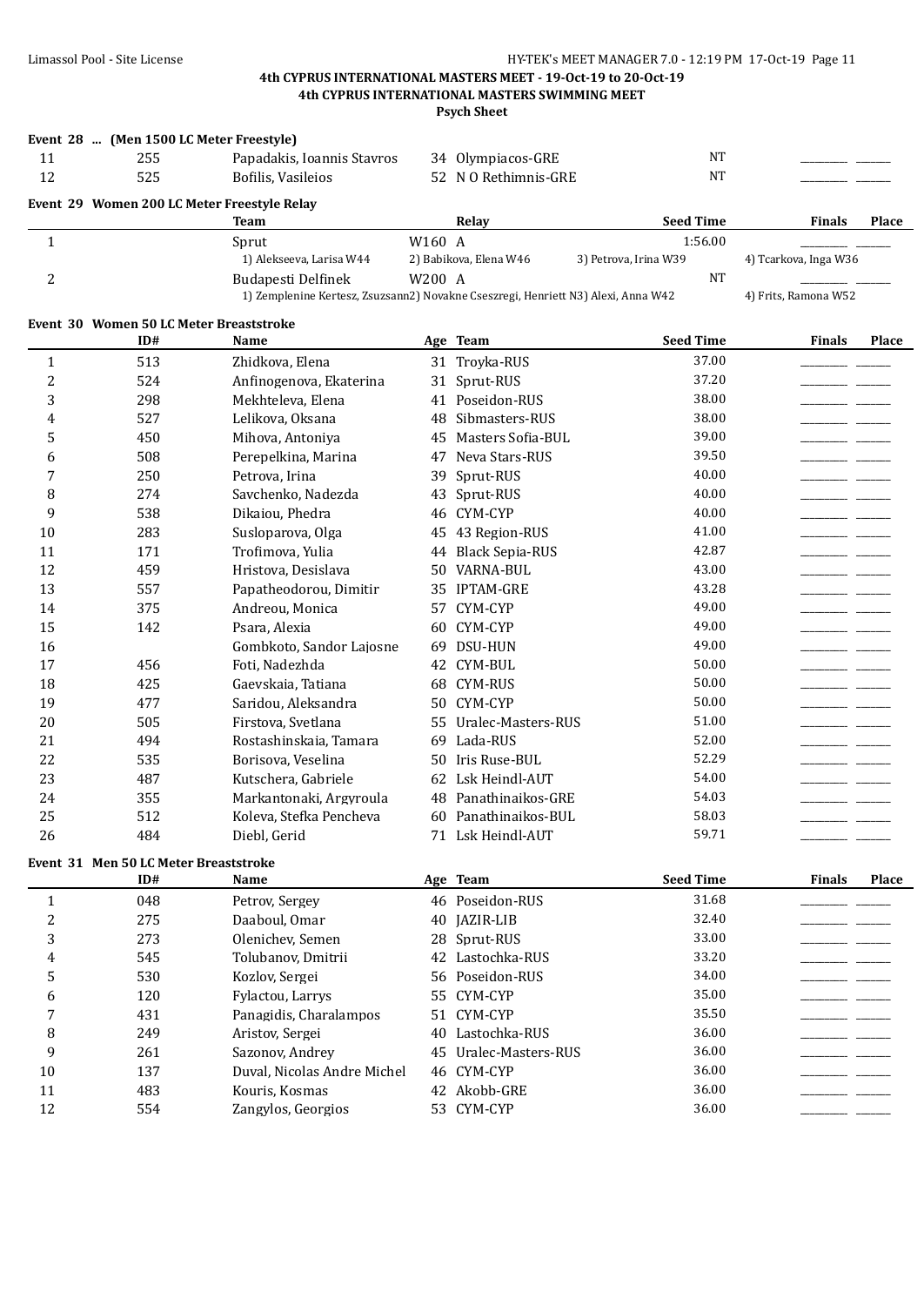**4th CYPRUS INTERNATIONAL MASTERS MEET - 19-Oct-19 to 20-Oct-19**
**4th CYPRUS INTERNATIONAL MASTERS SWIMMING MEET**
**Psych Sheet**

**Event 28 ... (Men 1500 LC Meter Freestyle)**

| | ID# | Name | Age | Team | Seed Time | Finals | Place |
|---|---|---|---|---|---|---|---|
| 11 | 255 | Papadakis, Ioannis Stavros | 34 | Olympiacos-GRE | NT | | |
| 12 | 525 | Bofilis, Vasileios | 52 | N O Rethimnis-GRE | NT | | |

**Event 29 Women 200 LC Meter Freestyle Relay**

| | Team | Relay | Seed Time | Finals | Place |
|---|---|---|---|---|---|
| 1 | Sprut | W160 A | 1:56.00 | | |
| | 1) Alekseeva, Larisa W44 | 2) Babikova, Elena W46 | 3) Petrova, Irina W39 | 4) Tcarkova, Inga W36 | |
| 2 | Budapesti Delfinek | W200 A | NT | | |
| | 1) Zemplenine Kertesz, Zsuzsann2) Novakne Cseszregi, Henriett N3) Alexi, Anna W42 | | | 4) Frits, Ramona W52 | |

**Event 30 Women 50 LC Meter Breaststroke**

| | ID# | Name | Age | Team | Seed Time | Finals | Place |
|---|---|---|---|---|---|---|---|
| 1 | 513 | Zhidkova, Elena | 31 | Troyka-RUS | 37.00 | | |
| 2 | 524 | Anfinogenova, Ekaterina | 31 | Sprut-RUS | 37.20 | | |
| 3 | 298 | Mekhteleva, Elena | 41 | Poseidon-RUS | 38.00 | | |
| 4 | 527 | Lelikova, Oksana | 48 | Sibmasters-RUS | 38.00 | | |
| 5 | 450 | Mihova, Antoniya | 45 | Masters Sofia-BUL | 39.00 | | |
| 6 | 508 | Perepelkina, Marina | 47 | Neva Stars-RUS | 39.50 | | |
| 7 | 250 | Petrova, Irina | 39 | Sprut-RUS | 40.00 | | |
| 8 | 274 | Savchenko, Nadezda | 43 | Sprut-RUS | 40.00 | | |
| 9 | 538 | Dikaiou, Phedra | 46 | CYM-CYP | 40.00 | | |
| 10 | 283 | Susloparova, Olga | 45 | 43 Region-RUS | 41.00 | | |
| 11 | 171 | Trofimova, Yulia | 44 | Black Sepia-RUS | 42.87 | | |
| 12 | 459 | Hristova, Desislava | 50 | VARNA-BUL | 43.00 | | |
| 13 | 557 | Papatheodorou, Dimitir | 35 | IPTAM-GRE | 43.28 | | |
| 14 | 375 | Andreou, Monica | 57 | CYM-CYP | 49.00 | | |
| 15 | 142 | Psara, Alexia | 60 | CYM-CYP | 49.00 | | |
| 16 | | Gombkoto, Sandor Lajosne | 69 | DSU-HUN | 49.00 | | |
| 17 | 456 | Foti, Nadezhda | 42 | CYM-BUL | 50.00 | | |
| 18 | 425 | Gaevskaia, Tatiana | 68 | CYM-RUS | 50.00 | | |
| 19 | 477 | Saridou, Aleksandra | 50 | CYM-CYP | 50.00 | | |
| 20 | 505 | Firstova, Svetlana | 55 | Uralec-Masters-RUS | 51.00 | | |
| 21 | 494 | Rostashinskaia, Tamara | 69 | Lada-RUS | 52.00 | | |
| 22 | 535 | Borisova, Veselina | 50 | Iris Ruse-BUL | 52.29 | | |
| 23 | 487 | Kutschera, Gabriele | 62 | Lsk Heindl-AUT | 54.00 | | |
| 24 | 355 | Markantonaki, Argyroula | 48 | Panathinaikos-GRE | 54.03 | | |
| 25 | 512 | Koleva, Stefka Pencheva | 60 | Panathinaikos-BUL | 58.03 | | |
| 26 | 484 | Diebl, Gerid | 71 | Lsk Heindl-AUT | 59.71 | | |

**Event 31 Men 50 LC Meter Breaststroke**

| | ID# | Name | Age | Team | Seed Time | Finals | Place |
|---|---|---|---|---|---|---|---|
| 1 | 048 | Petrov, Sergey | 46 | Poseidon-RUS | 31.68 | | |
| 2 | 275 | Daaboul, Omar | 40 | JAZIR-LIB | 32.40 | | |
| 3 | 273 | Olenichev, Semen | 28 | Sprut-RUS | 33.00 | | |
| 4 | 545 | Tolubanov, Dmitrii | 42 | Lastochka-RUS | 33.20 | | |
| 5 | 530 | Kozlov, Sergei | 56 | Poseidon-RUS | 34.00 | | |
| 6 | 120 | Fylactou, Larrys | 55 | CYM-CYP | 35.00 | | |
| 7 | 431 | Panagidis, Charalampos | 51 | CYM-CYP | 35.50 | | |
| 8 | 249 | Aristov, Sergei | 40 | Lastochka-RUS | 36.00 | | |
| 9 | 261 | Sazonov, Andrey | 45 | Uralec-Masters-RUS | 36.00 | | |
| 10 | 137 | Duval, Nicolas Andre Michel | 46 | CYM-CYP | 36.00 | | |
| 11 | 483 | Kouris, Kosmas | 42 | Akobb-GRE | 36.00 | | |
| 12 | 554 | Zangylos, Georgios | 53 | CYM-CYP | 36.00 | | |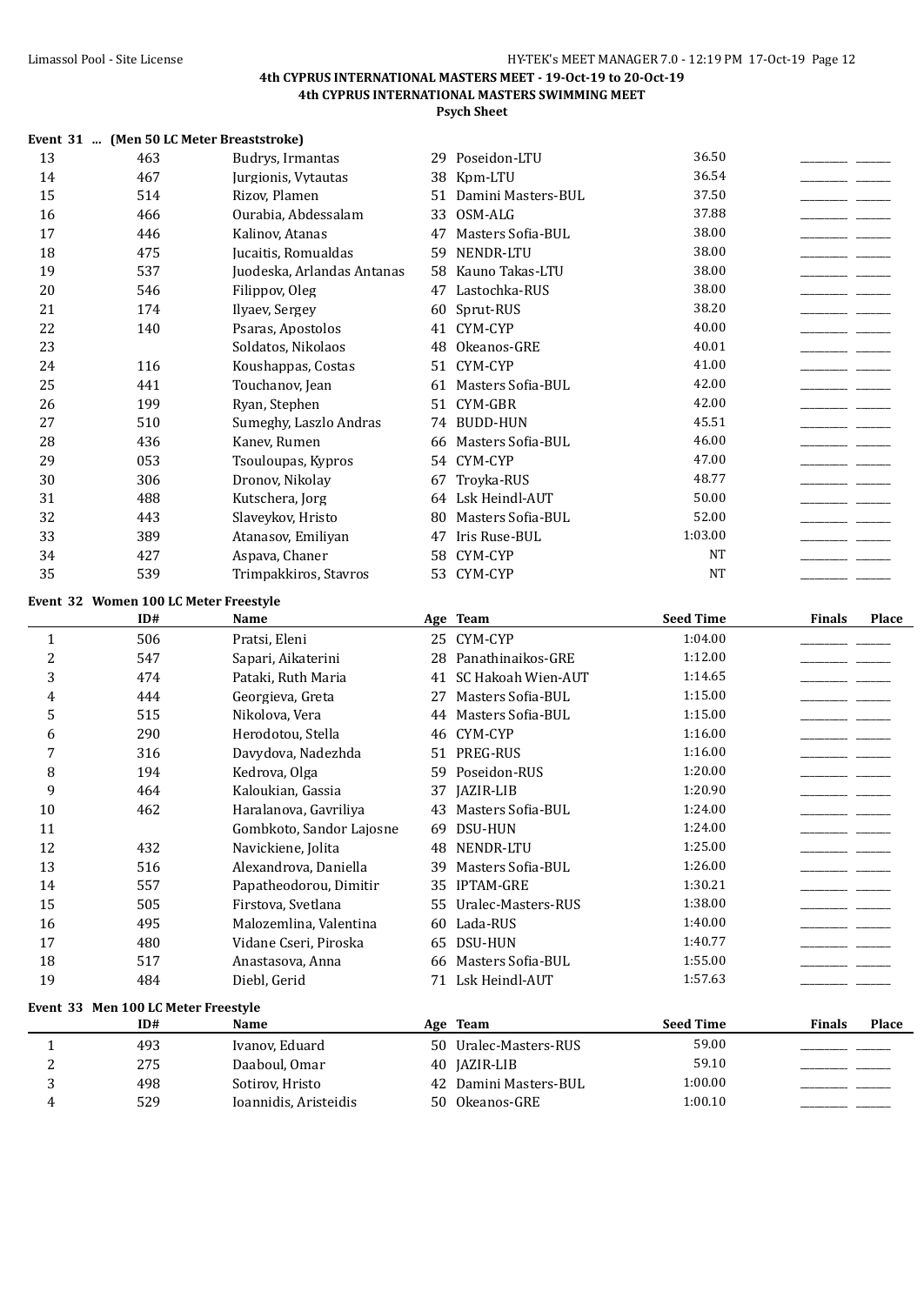**4th CYPRUS INTERNATIONAL MASTERS MEET - 19-Oct-19 to 20-Oct-19**
**4th CYPRUS INTERNATIONAL MASTERS SWIMMING MEET**
**Psych Sheet**

**Event 31 ... (Men 50 LC Meter Breaststroke)**

| | ID# | Name | Age | Team | Seed Time | Finals | Place |
|---|---|---|---|---|---|---|---|
| 13 | 463 | Budrys, Irmantas | 29 | Poseidon-LTU | 36.50 | | |
| 14 | 467 | Jurgionis, Vytautas | 38 | Kpm-LTU | 36.54 | | |
| 15 | 514 | Rizov, Plamen | 51 | Damini Masters-BUL | 37.50 | | |
| 16 | 466 | Ourabia, Abdessalam | 33 | OSM-ALG | 37.88 | | |
| 17 | 446 | Kalinov, Atanas | 47 | Masters Sofia-BUL | 38.00 | | |
| 18 | 475 | Jucaitis, Romualdas | 59 | NENDR-LTU | 38.00 | | |
| 19 | 537 | Juodeska, Arlandas Antanas | 58 | Kauno Takas-LTU | 38.00 | | |
| 20 | 546 | Filippov, Oleg | 47 | Lastochka-RUS | 38.00 | | |
| 21 | 174 | Ilyaev, Sergey | 60 | Sprut-RUS | 38.20 | | |
| 22 | 140 | Psaras, Apostolos | 41 | CYM-CYP | 40.00 | | |
| 23 | | Soldatos, Nikolaos | 48 | Okeanos-GRE | 40.01 | | |
| 24 | 116 | Koushappas, Costas | 51 | CYM-CYP | 41.00 | | |
| 25 | 441 | Touchanov, Jean | 61 | Masters Sofia-BUL | 42.00 | | |
| 26 | 199 | Ryan, Stephen | 51 | CYM-GBR | 42.00 | | |
| 27 | 510 | Sumeghy, Laszlo Andras | 74 | BUDD-HUN | 45.51 | | |
| 28 | 436 | Kanev, Rumen | 66 | Masters Sofia-BUL | 46.00 | | |
| 29 | 053 | Tsouloupas, Kypros | 54 | CYM-CYP | 47.00 | | |
| 30 | 306 | Dronov, Nikolay | 67 | Troyka-RUS | 48.77 | | |
| 31 | 488 | Kutschera, Jorg | 64 | Lsk Heindl-AUT | 50.00 | | |
| 32 | 443 | Slaveykov, Hristo | 80 | Masters Sofia-BUL | 52.00 | | |
| 33 | 389 | Atanasov, Emiliyan | 47 | Iris Ruse-BUL | 1:03.00 | | |
| 34 | 427 | Aspava, Chaner | 58 | CYM-CYP | NT | | |
| 35 | 539 | Trimpakkiros, Stavros | 53 | CYM-CYP | NT | | |

**Event 32 Women 100 LC Meter Freestyle**

| | ID# | Name | Age | Team | Seed Time | Finals | Place |
|---|---|---|---|---|---|---|---|
| 1 | 506 | Pratsi, Eleni | 25 | CYM-CYP | 1:04.00 | | |
| 2 | 547 | Sapari, Aikaterini | 28 | Panathinaikos-GRE | 1:12.00 | | |
| 3 | 474 | Pataki, Ruth Maria | 41 | SC Hakoah Wien-AUT | 1:14.65 | | |
| 4 | 444 | Georgieva, Greta | 27 | Masters Sofia-BUL | 1:15.00 | | |
| 5 | 515 | Nikolova, Vera | 44 | Masters Sofia-BUL | 1:15.00 | | |
| 6 | 290 | Herodotou, Stella | 46 | CYM-CYP | 1:16.00 | | |
| 7 | 316 | Davydova, Nadezhda | 51 | PREG-RUS | 1:16.00 | | |
| 8 | 194 | Kedrova, Olga | 59 | Poseidon-RUS | 1:20.00 | | |
| 9 | 464 | Kaloukian, Gassia | 37 | JAZIR-LIB | 1:20.90 | | |
| 10 | 462 | Haralanova, Gavriliya | 43 | Masters Sofia-BUL | 1:24.00 | | |
| 11 | | Gombkoto, Sandor Lajosne | 69 | DSU-HUN | 1:24.00 | | |
| 12 | 432 | Navickiene, Jolita | 48 | NENDR-LTU | 1:25.00 | | |
| 13 | 516 | Alexandrova, Daniella | 39 | Masters Sofia-BUL | 1:26.00 | | |
| 14 | 557 | Papatheodorou, Dimitir | 35 | IPTAM-GRE | 1:30.21 | | |
| 15 | 505 | Firstova, Svetlana | 55 | Uralec-Masters-RUS | 1:38.00 | | |
| 16 | 495 | Malozemlina, Valentina | 60 | Lada-RUS | 1:40.00 | | |
| 17 | 480 | Vidane Cseri, Piroska | 65 | DSU-HUN | 1:40.77 | | |
| 18 | 517 | Anastasova, Anna | 66 | Masters Sofia-BUL | 1:55.00 | | |
| 19 | 484 | Diebl, Gerid | 71 | Lsk Heindl-AUT | 1:57.63 | | |

**Event 33 Men 100 LC Meter Freestyle**

| | ID# | Name | Age | Team | Seed Time | Finals | Place |
|---|---|---|---|---|---|---|---|
| 1 | 493 | Ivanov, Eduard | 50 | Uralec-Masters-RUS | 59.00 | | |
| 2 | 275 | Daaboul, Omar | 40 | JAZIR-LIB | 59.10 | | |
| 3 | 498 | Sotirov, Hristo | 42 | Damini Masters-BUL | 1:00.00 | | |
| 4 | 529 | Ioannidis, Aristeidis | 50 | Okeanos-GRE | 1:00.10 | | |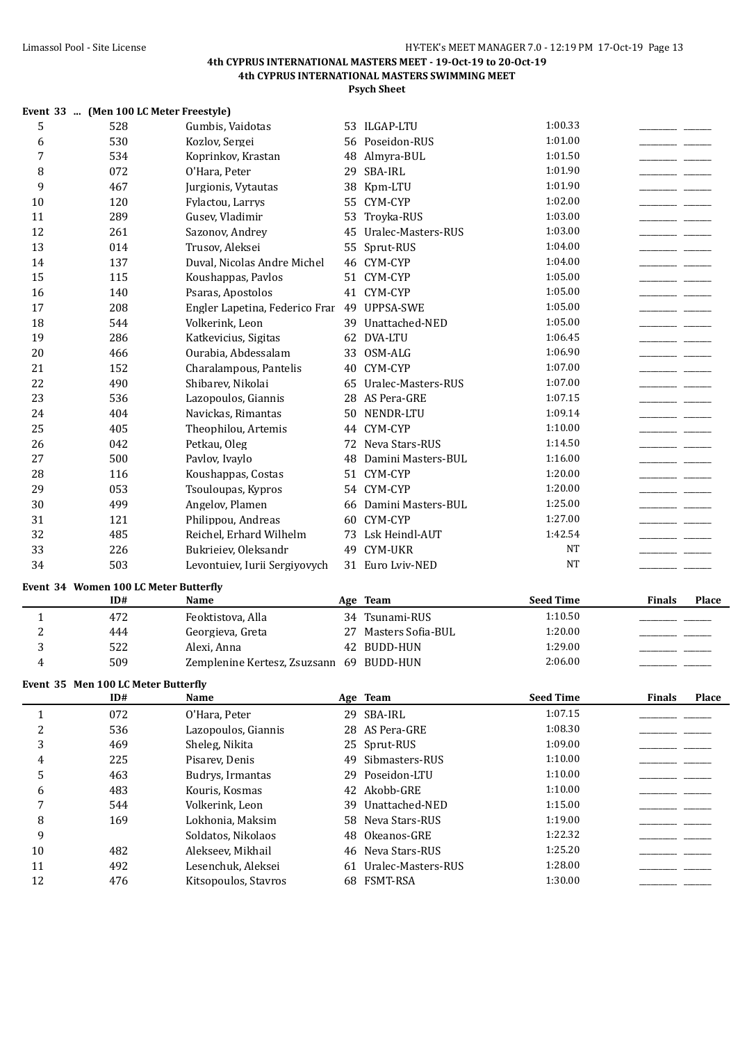### 4th CYPRUS INTERNATIONAL MASTERS MEET - 19-Oct-19 to 20-Oct-19
### 4th CYPRUS INTERNATIONAL MASTERS SWIMMING MEET
### Psych Sheet

**Event 33 ... (Men 100 LC Meter Freestyle)**

| | ID# | Name | Age | Team | Seed Time | Finals | Place |
|---|---|---|---|---|---|---|---|
| 5 | 528 | Gumbis, Vaidotas | 53 | ILGAP-LTU | 1:00.33 | | |
| 6 | 530 | Kozlov, Sergei | 56 | Poseidon-RUS | 1:01.00 | | |
| 7 | 534 | Koprinkov, Krastan | 48 | Almyra-BUL | 1:01.50 | | |
| 8 | 072 | O'Hara, Peter | 29 | SBA-IRL | 1:01.90 | | |
| 9 | 467 | Jurgionis, Vytautas | 38 | Kpm-LTU | 1:01.90 | | |
| 10 | 120 | Fylactou, Larrys | 55 | CYM-CYP | 1:02.00 | | |
| 11 | 289 | Gusev, Vladimir | 53 | Troyka-RUS | 1:03.00 | | |
| 12 | 261 | Sazonov, Andrey | 45 | Uralec-Masters-RUS | 1:03.00 | | |
| 13 | 014 | Trusov, Aleksei | 55 | Sprut-RUS | 1:04.00 | | |
| 14 | 137 | Duval, Nicolas Andre Michel | 46 | CYM-CYP | 1:04.00 | | |
| 15 | 115 | Koushappas, Pavlos | 51 | CYM-CYP | 1:05.00 | | |
| 16 | 140 | Psaras, Apostolos | 41 | CYM-CYP | 1:05.00 | | |
| 17 | 208 | Engler Lapetina, Federico Frar | 49 | UPPSA-SWE | 1:05.00 | | |
| 18 | 544 | Volkerink, Leon | 39 | Unattached-NED | 1:05.00 | | |
| 19 | 286 | Katkevicius, Sigitas | 62 | DVA-LTU | 1:06.45 | | |
| 20 | 466 | Ourabia, Abdessalam | 33 | OSM-ALG | 1:06.90 | | |
| 21 | 152 | Charalampous, Pantelis | 40 | CYM-CYP | 1:07.00 | | |
| 22 | 490 | Shibarev, Nikolai | 65 | Uralec-Masters-RUS | 1:07.00 | | |
| 23 | 536 | Lazopoulos, Giannis | 28 | AS Pera-GRE | 1:07.15 | | |
| 24 | 404 | Navickas, Rimantas | 50 | NENDR-LTU | 1:09.14 | | |
| 25 | 405 | Theophilou, Artemis | 44 | CYM-CYP | 1:10.00 | | |
| 26 | 042 | Petkau, Oleg | 72 | Neva Stars-RUS | 1:14.50 | | |
| 27 | 500 | Pavlov, Ivaylo | 48 | Damini Masters-BUL | 1:16.00 | | |
| 28 | 116 | Koushappas, Costas | 51 | CYM-CYP | 1:20.00 | | |
| 29 | 053 | Tsouloupas, Kypros | 54 | CYM-CYP | 1:20.00 | | |
| 30 | 499 | Angelov, Plamen | 66 | Damini Masters-BUL | 1:25.00 | | |
| 31 | 121 | Philippou, Andreas | 60 | CYM-CYP | 1:27.00 | | |
| 32 | 485 | Reichel, Erhard Wilhelm | 73 | Lsk Heindl-AUT | 1:42.54 | | |
| 33 | 226 | Bukrieiev, Oleksandr | 49 | CYM-UKR | NT | | |
| 34 | 503 | Levontuiev, Iurii Sergiyovych | 31 | Euro Lviv-NED | NT | | |

**Event 34 Women 100 LC Meter Butterfly**

| | ID# | Name | Age | Team | Seed Time | Finals | Place |
|---|---|---|---|---|---|---|---|
| 1 | 472 | Feoktistova, Alla | 34 | Tsunami-RUS | 1:10.50 | | |
| 2 | 444 | Georgieva, Greta | 27 | Masters Sofia-BUL | 1:20.00 | | |
| 3 | 522 | Alexi, Anna | 42 | BUDD-HUN | 1:29.00 | | |
| 4 | 509 | Zemplenine Kertesz, Zsuzsann | 69 | BUDD-HUN | 2:06.00 | | |

**Event 35 Men 100 LC Meter Butterfly**

| | ID# | Name | Age | Team | Seed Time | Finals | Place |
|---|---|---|---|---|---|---|---|
| 1 | 072 | O'Hara, Peter | 29 | SBA-IRL | 1:07.15 | | |
| 2 | 536 | Lazopoulos, Giannis | 28 | AS Pera-GRE | 1:08.30 | | |
| 3 | 469 | Sheleg, Nikita | 25 | Sprut-RUS | 1:09.00 | | |
| 4 | 225 | Pisarev, Denis | 49 | Sibmasters-RUS | 1:10.00 | | |
| 5 | 463 | Budrys, Irmantas | 29 | Poseidon-LTU | 1:10.00 | | |
| 6 | 483 | Kouris, Kosmas | 42 | Akobb-GRE | 1:10.00 | | |
| 7 | 544 | Volkerink, Leon | 39 | Unattached-NED | 1:15.00 | | |
| 8 | 169 | Lokhonia, Maksim | 58 | Neva Stars-RUS | 1:19.00 | | |
| 9 | | Soldatos, Nikolaos | 48 | Okeanos-GRE | 1:22.32 | | |
| 10 | 482 | Alekseev, Mikhail | 46 | Neva Stars-RUS | 1:25.20 | | |
| 11 | 492 | Lesenchuk, Aleksei | 61 | Uralec-Masters-RUS | 1:28.00 | | |
| 12 | 476 | Kitsopoulos, Stavros | 68 | FSMT-RSA | 1:30.00 | | |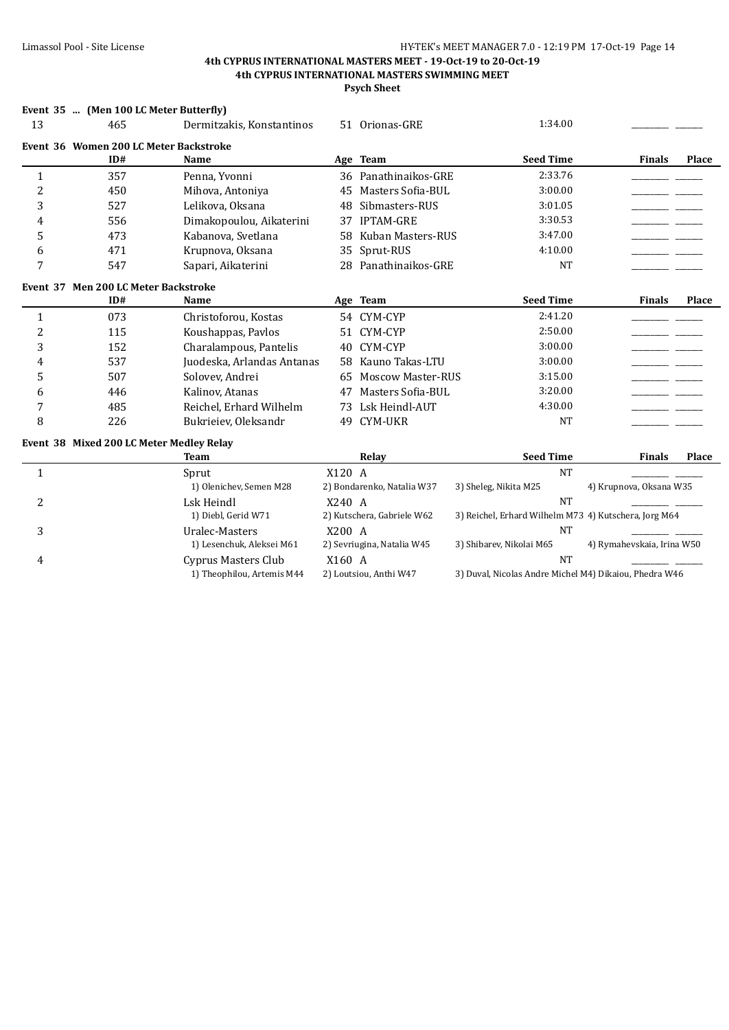**Event 35 ... (Men 100 LC Meter Butterfly)**

| | | | | | | | |
|---|---|---|---|---|---|---|---|
| 13 | 465 | Dermitzakis, Konstantinos | 51 | Orionas-GRE | 1:34.00 | _______ | _____ |

**Event 36 Women 200 LC Meter Backstroke**

| | ID# | Name | Age | Team | Seed Time | Finals | Place |
|---|---|---|---|---|---|---|---|
| 1 | 357 | Penna, Yvonni | 36 | Panathinaikos-GRE | 2:33.76 | _______ | _____ |
| 2 | 450 | Mihova, Antoniya | 45 | Masters Sofia-BUL | 3:00.00 | _______ | _____ |
| 3 | 527 | Lelikova, Oksana | 48 | Sibmasters-RUS | 3:01.05 | _______ | _____ |
| 4 | 556 | Dimakopoulou, Aikaterini | 37 | IPTAM-GRE | 3:30.53 | _______ | _____ |
| 5 | 473 | Kabanova, Svetlana | 58 | Kuban Masters-RUS | 3:47.00 | _______ | _____ |
| 6 | 471 | Krupnova, Oksana | 35 | Sprut-RUS | 4:10.00 | _______ | _____ |
| 7 | 547 | Sapari, Aikaterini | 28 | Panathinaikos-GRE | NT | _______ | _____ |

**Event 37 Men 200 LC Meter Backstroke**

| | ID# | Name | Age | Team | Seed Time | Finals | Place |
|---|---|---|---|---|---|---|---|
| 1 | 073 | Christoforou, Kostas | 54 | CYM-CYP | 2:41.20 | _______ | _____ |
| 2 | 115 | Koushappas, Pavlos | 51 | CYM-CYP | 2:50.00 | _______ | _____ |
| 3 | 152 | Charalampous, Pantelis | 40 | CYM-CYP | 3:00.00 | _______ | _____ |
| 4 | 537 | Juodeska, Arlandas Antanas | 58 | Kauno Takas-LTU | 3:00.00 | _______ | _____ |
| 5 | 507 | Solovev, Andrei | 65 | Moscow Master-RUS | 3:15.00 | _______ | _____ |
| 6 | 446 | Kalinov, Atanas | 47 | Masters Sofia-BUL | 3:20.00 | _______ | _____ |
| 7 | 485 | Reichel, Erhard Wilhelm | 73 | Lsk Heindl-AUT | 4:30.00 | _______ | _____ |
| 8 | 226 | Bukrieiev, Oleksandr | 49 | CYM-UKR | NT | _______ | _____ |

**Event 38 Mixed 200 LC Meter Medley Relay**

| | Team | Relay | Seed Time | Finals | Place |
|---|---|---|---|---|---|
| 1 | Sprut | X120 A | NT | _______ | _____ |
| | 1) Olenichev, Semen M28 | 2) Bondarenko, Natalia W37 | 3) Sheleg, Nikita M25 | 4) Krupnova, Oksana W35 | |
| 2 | Lsk Heindl | X240 A | NT | _______ | _____ |
| | 1) Diebl, Gerid W71 | 2) Kutschera, Gabriele W62 | 3) Reichel, Erhard Wilhelm M73 | 4) Kutschera, Jorg M64 | |
| 3 | Uralec-Masters | X200 A | NT | _______ | _____ |
| | 1) Lesenchuk, Aleksei M61 | 2) Sevriugina, Natalia W45 | 3) Shibarev, Nikolai M65 | 4) Rymahevskaia, Irina W50 | |
| 4 | Cyprus Masters Club | X160 A | NT | _______ | _____ |
| | 1) Theophilou, Artemis M44 | 2) Loutsiou, Anthi W47 | 3) Duval, Nicolas Andre Michel M | 4) Dikaiou, Phedra W46 | |